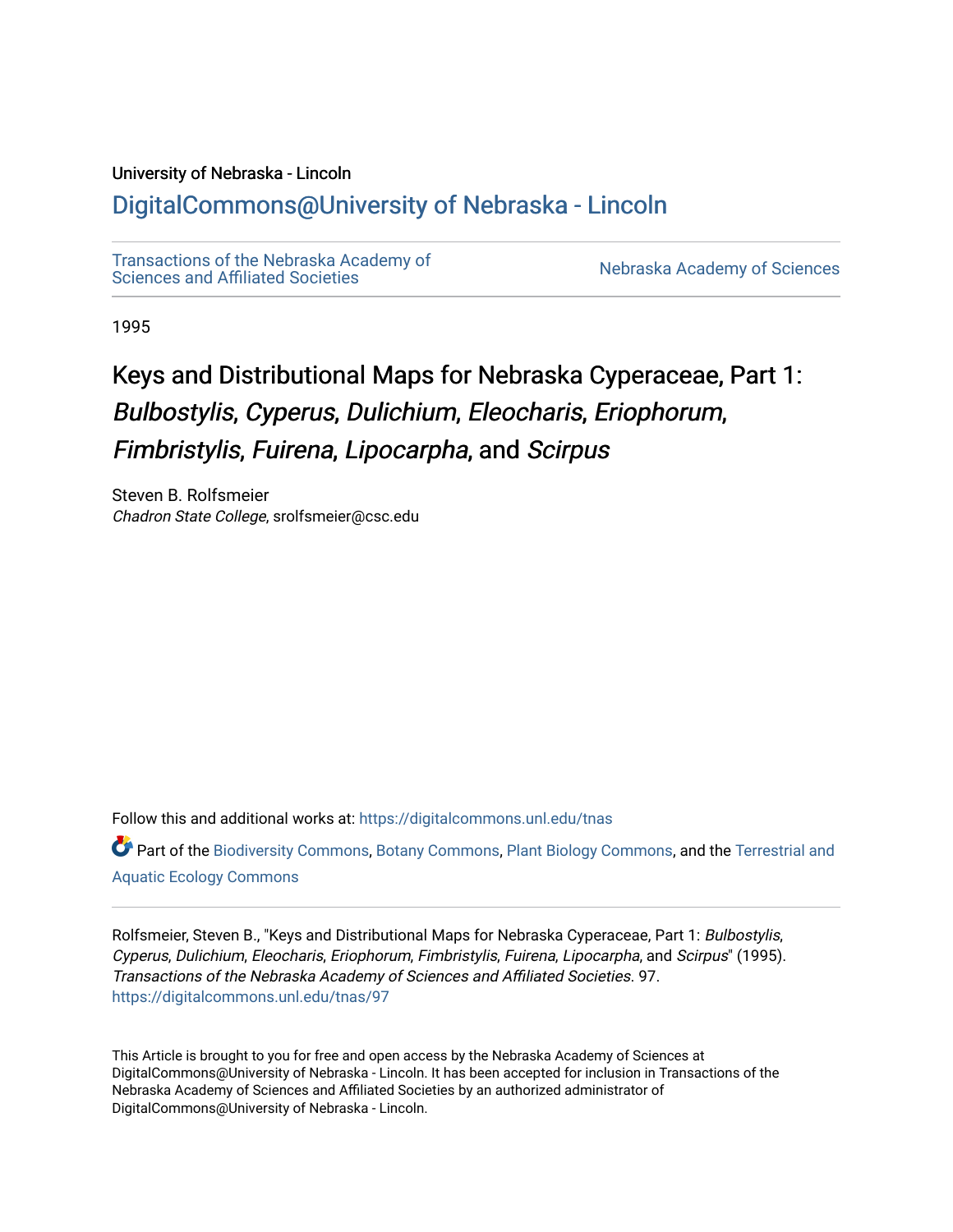University of Nebraska - Lincoln

# DigitalCommons@University of Nebraska - Lincoln

Transactions of the Nebraska Academy of Sciences and Affiliated Societies

Nebraska Academy of Sciences

1995

# Keys and Distributional Maps for Nebraska Cyperaceae, Part 1: *Bulbostylis*, *Cyperus*, *Dulichium*, *Eleocharis*, *Eriophorum*, *Fimbristylis*, *Fuirena*, *Lipocarpha*, and *Scirpus*

Steven B. Rolfsmeier
*Chadron State College*, srolfsmeier@csc.edu

Follow this and additional works at: https://digitalcommons.unl.edu/tnas

Part of the Biodiversity Commons, Botany Commons, Plant Biology Commons, and the Terrestrial and Aquatic Ecology Commons

Rolfsmeier, Steven B., "Keys and Distributional Maps for Nebraska Cyperaceae, Part 1: *Bulbostylis*, *Cyperus*, *Dulichium*, *Eleocharis*, *Eriophorum*, *Fimbristylis*, *Fuirena*, *Lipocarpha*, and *Scirpus*" (1995). *Transactions of the Nebraska Academy of Sciences and Affiliated Societies*. 97.
https://digitalcommons.unl.edu/tnas/97

This Article is brought to you for free and open access by the Nebraska Academy of Sciences at DigitalCommons@University of Nebraska - Lincoln. It has been accepted for inclusion in Transactions of the Nebraska Academy of Sciences and Affiliated Societies by an authorized administrator of DigitalCommons@University of Nebraska - Lincoln.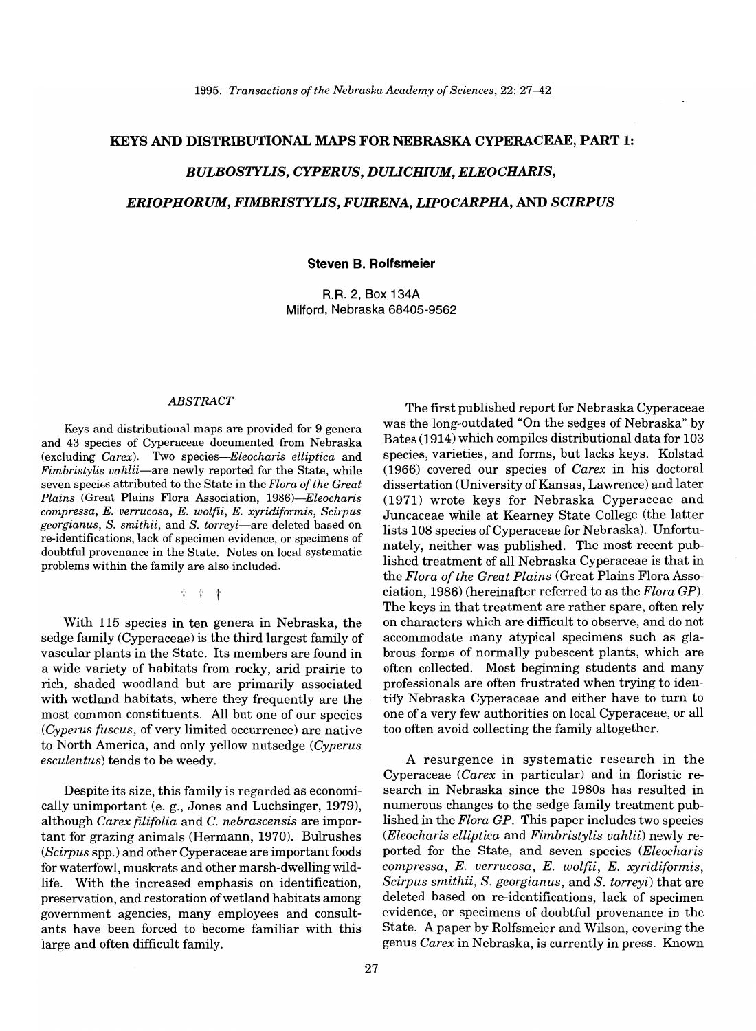# KEYS AND DISTRIBUTIONAL MAPS FOR NEBRASKA CYPERACEAE, PART 1:

## *BULBOSTYLIS, CYPERUS, DULICHIUM, ELEOCHARIS, ERIOPHORUM, FIMBRISTYLIS, FUIRENA, LIPOCARPHA,* AND *SCIRPUS*

**Steven B. Rolfsmeier**

R.R. 2, Box 134A
Milford, Nebraska 68405-9562

### *ABSTRACT*

Keys and distributional maps are provided for 9 genera and 43 species of Cyperaceae documented from Nebraska (excluding *Carex*). Two species—*Eleocharis elliptica* and *Fimbristylis vahlii*—are newly reported for the State, while seven species attributed to the State in the *Flora of the Great Plains* (Great Plains Flora Association, 1986)—*Eleocharis compressa, E. verrucosa, E. wolfii, E. xyridiformis, Scirpus georgianus, S. smithii,* and *S. torreyi*—are deleted based on re-identifications, lack of specimen evidence, or specimens of doubtful provenance in the State. Notes on local systematic problems within the family are also included.

† † †

With 115 species in ten genera in Nebraska, the sedge family (Cyperaceae) is the third largest family of vascular plants in the State. Its members are found in a wide variety of habitats from rocky, arid prairie to rich, shaded woodland but are primarily associated with wetland habitats, where they frequently are the most common constituents. All but one of our species (*Cyperus fuscus*, of very limited occurrence) are native to North America, and only yellow nutsedge (*Cyperus esculentus*) tends to be weedy.

Despite its size, this family is regarded as economically unimportant (e. g., Jones and Luchsinger, 1979), although *Carex filifolia* and *C. nebrascensis* are important for grazing animals (Hermann, 1970). Bulrushes (*Scirpus* spp.) and other Cyperaceae are important foods for waterfowl, muskrats and other marsh-dwelling wildlife. With the increased emphasis on identification, preservation, and restoration of wetland habitats among government agencies, many employees and consultants have been forced to become familiar with this large and often difficult family.

The first published report for Nebraska Cyperaceae was the long-outdated "On the sedges of Nebraska" by Bates (1914) which compiles distributional data for 103 species, varieties, and forms, but lacks keys. Kolstad (1966) covered our species of *Carex* in his doctoral dissertation (University of Kansas, Lawrence) and later (1971) wrote keys for Nebraska Cyperaceae and Juncaceae while at Kearney State College (the latter lists 108 species of Cyperaceae for Nebraska). Unfortunately, neither was published. The most recent published treatment of all Nebraska Cyperaceae is that in the *Flora of the Great Plains* (Great Plains Flora Association, 1986) (hereinafter referred to as the *Flora GP*). The keys in that treatment are rather spare, often rely on characters which are difficult to observe, and do not accommodate many atypical specimens such as glabrous forms of normally pubescent plants, which are often collected. Most beginning students and many professionals are often frustrated when trying to identify Nebraska Cyperaceae and either have to turn to one of a very few authorities on local Cyperaceae, or all too often avoid collecting the family altogether.

A resurgence in systematic research in the Cyperaceae (*Carex* in particular) and in floristic research in Nebraska since the 1980s has resulted in numerous changes to the sedge family treatment published in the *Flora GP*. This paper includes two species (*Eleocharis elliptica* and *Fimbristylis vahlii*) newly reported for the State, and seven species (*Eleocharis compressa, E. verrucosa, E. wolfii, E. xyridiformis, Scirpus smithii, S. georgianus,* and *S. torreyi*) that are deleted based on re-identifications, lack of specimen evidence, or specimens of doubtful provenance in the State. A paper by Rolfsmeier and Wilson, covering the genus *Carex* in Nebraska, is currently in press. Known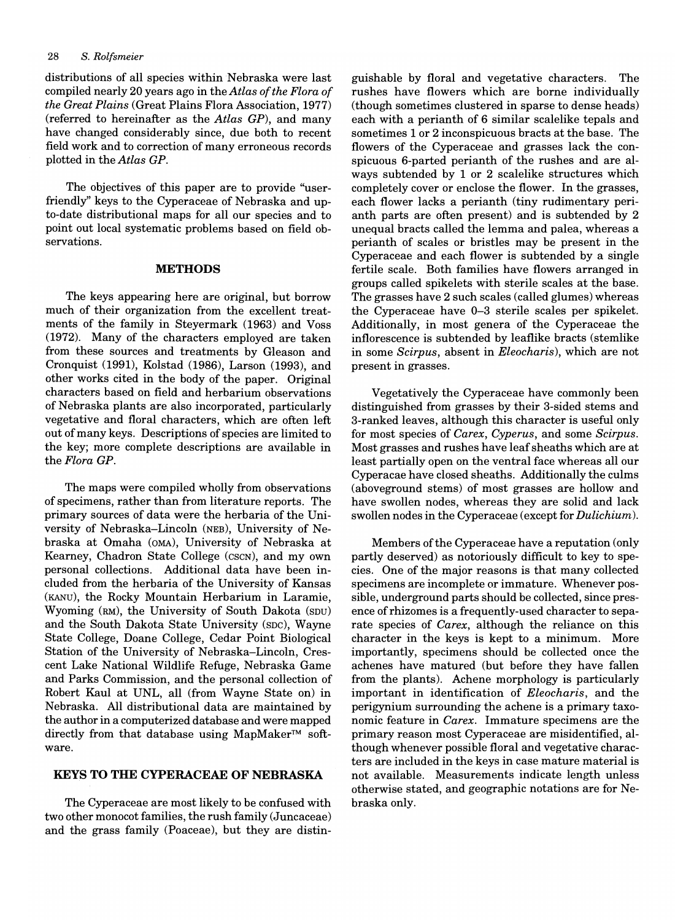distributions of all species within Nebraska were last compiled nearly 20 years ago in the *Atlas of the Flora of the Great Plains* (Great Plains Flora Association, 1977) (referred to hereinafter as the *Atlas GP*), and many have changed considerably since, due both to recent field work and to correction of many erroneous records plotted in the *Atlas GP*.

The objectives of this paper are to provide "user-friendly" keys to the Cyperaceae of Nebraska and up-to-date distributional maps for all our species and to point out local systematic problems based on field observations.

## METHODS

The keys appearing here are original, but borrow much of their organization from the excellent treatments of the family in Steyermark (1963) and Voss (1972). Many of the characters employed are taken from these sources and treatments by Gleason and Cronquist (1991), Kolstad (1986), Larson (1993), and other works cited in the body of the paper. Original characters based on field and herbarium observations of Nebraska plants are also incorporated, particularly vegetative and floral characters, which are often left out of many keys. Descriptions of species are limited to the key; more complete descriptions are available in the *Flora GP*.

The maps were compiled wholly from observations of specimens, rather than from literature reports. The primary sources of data were the herbaria of the University of Nebraska–Lincoln (NEB), University of Nebraska at Omaha (OMA), University of Nebraska at Kearney, Chadron State College (CSCN), and my own personal collections. Additional data have been included from the herbaria of the University of Kansas (KANU), the Rocky Mountain Herbarium in Laramie, Wyoming (RM), the University of South Dakota (SDU) and the South Dakota State University (SDC), Wayne State College, Doane College, Cedar Point Biological Station of the University of Nebraska–Lincoln, Crescent Lake National Wildlife Refuge, Nebraska Game and Parks Commission, and the personal collection of Robert Kaul at UNL, all (from Wayne State on) in Nebraska. All distributional data are maintained by the author in a computerized database and were mapped directly from that database using MapMaker™ software.

## KEYS TO THE CYPERACEAE OF NEBRASKA

The Cyperaceae are most likely to be confused with two other monocot families, the rush family (Juncaceae) and the grass family (Poaceae), but they are distinguishable by floral and vegetative characters. The rushes have flowers which are borne individually (though sometimes clustered in sparse to dense heads) each with a perianth of 6 similar scalelike tepals and sometimes 1 or 2 inconspicuous bracts at the base. The flowers of the Cyperaceae and grasses lack the conspicuous 6-parted perianth of the rushes and are always subtended by 1 or 2 scalelike structures which completely cover or enclose the flower. In the grasses, each flower lacks a perianth (tiny rudimentary perianth parts are often present) and is subtended by 2 unequal bracts called the lemma and palea, whereas a perianth of scales or bristles may be present in the Cyperaceae and each flower is subtended by a single fertile scale. Both families have flowers arranged in groups called spikelets with sterile scales at the base. The grasses have 2 such scales (called glumes) whereas the Cyperaceae have 0–3 sterile scales per spikelet. Additionally, in most genera of the Cyperaceae the inflorescence is subtended by leaflike bracts (stemlike in some *Scirpus*, absent in *Eleocharis*), which are not present in grasses.

Vegetatively the Cyperaceae have commonly been distinguished from grasses by their 3-sided stems and 3-ranked leaves, although this character is useful only for most species of *Carex*, *Cyperus*, and some *Scirpus*. Most grasses and rushes have leaf sheaths which are at least partially open on the ventral face whereas all our Cyperacae have closed sheaths. Additionally the culms (aboveground stems) of most grasses are hollow and have swollen nodes, whereas they are solid and lack swollen nodes in the Cyperaceae (except for *Dulichium*).

Members of the Cyperaceae have a reputation (only partly deserved) as notoriously difficult to key to species. One of the major reasons is that many collected specimens are incomplete or immature. Whenever possible, underground parts should be collected, since presence of rhizomes is a frequently-used character to separate species of *Carex*, although the reliance on this character in the keys is kept to a minimum. More importantly, specimens should be collected once the achenes have matured (but before they have fallen from the plants). Achene morphology is particularly important in identification of *Eleocharis*, and the perigynium surrounding the achene is a primary taxonomic feature in *Carex*. Immature specimens are the primary reason most Cyperaceae are misidentified, although whenever possible floral and vegetative characters are included in the keys in case mature material is not available. Measurements indicate length unless otherwise stated, and geographic notations are for Nebraska only.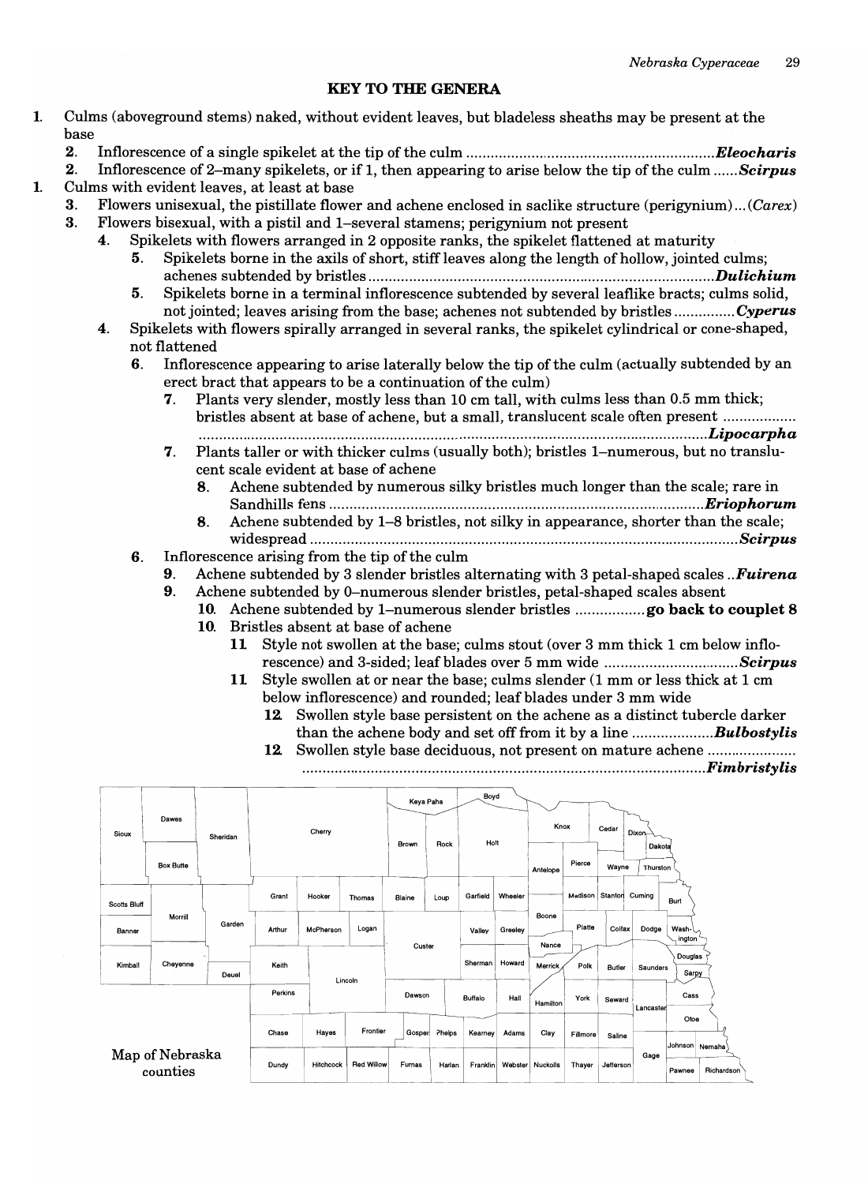## KEY TO THE GENERA

1. Culms (aboveground stems) naked, without evident leaves, but bladeless sheaths may be present at the base
   2. Inflorescence of a single spikelet at the tip of the culm ............................................................ ***Eleocharis***
   2. Inflorescence of 2–many spikelets, or if 1, then appearing to arise below the tip of the culm ...... ***Scirpus***
1. Culms with evident leaves, at least at base
   3. Flowers unisexual, the pistillate flower and achene enclosed in saclike structure (perigynium) ... (*Carex*)
   3. Flowers bisexual, with a pistil and 1–several stamens; perigynium not present
      4. Spikelets with flowers arranged in 2 opposite ranks, the spikelet flattened at maturity
         5. Spikelets borne in the axils of short, stiff leaves along the length of hollow, jointed culms; achenes subtended by bristles .................................................................................... ***Dulichium***
         5. Spikelets borne in a terminal inflorescence subtended by several leaflike bracts; culms solid, not jointed; leaves arising from the base; achenes not subtended by bristles .............. ***Cyperus***
      4. Spikelets with flowers spirally arranged in several ranks, the spikelet cylindrical or cone-shaped, not flattened
         6. Inflorescence appearing to arise laterally below the tip of the culm (actually subtended by an erect bract that appears to be a continuation of the culm)
            7. Plants very slender, mostly less than 10 cm tall, with culms less than 0.5 mm thick; bristles absent at base of achene, but a small, translucent scale often present .............................................................................................................................................. ***Lipocarpha***
            7. Plants taller or with thicker culms (usually both); bristles 1–numerous, but no translucent scale evident at base of achene
               8. Achene subtended by numerous silky bristles much longer than the scale; rare in Sandhills fens ........................................................................................... ***Eriophorum***
               8. Achene subtended by 1–8 bristles, not silky in appearance, shorter than the scale; widespread ....................................................................................................... ***Scirpus***
         6. Inflorescence arising from the tip of the culm
            9. Achene subtended by 3 slender bristles alternating with 3 petal-shaped scales .. ***Fuirena***
            9. Achene subtended by 0–numerous slender bristles, petal-shaped scales absent
               10. Achene subtended by 1–numerous slender bristles ................. **go back to couplet 8**
               10. Bristles absent at base of achene
                   11. Style not swollen at the base; culms stout (over 3 mm thick 1 cm below inflorescence) and 3-sided; leaf blades over 5 mm wide ................................ ***Scirpus***
                   11. Style swollen at or near the base; culms slender (1 mm or less thick at 1 cm below inflorescence) and rounded; leaf blades under 3 mm wide
                       12. Swollen style base persistent on the achene as a distinct tubercle darker than the achene body and set off from it by a line .................... ***Bulbostylis***
                       12. Swollen style base deciduous, not present on mature achene ............................................................................................................... ***Fimbristylis***

Map of Nebraska counties

Sioux, Dawes, Sheridan, Cherry, Keya Paha, Boyd, Brown, Rock, Holt, Knox, Cedar, Dixon, Dakota, Box Butte, Antelope, Pierce, Wayne, Thurston, Scotts Bluff, Grant, Hooker, Thomas, Blaine, Loup, Garfield, Wheeler, Madison, Stanton, Cuming, Burt, Morrill, Garden, Banner, Arthur, McPherson, Logan, Valley, Greeley, Boone, Platte, Colfax, Dodge, Washington, Custer, Nance, Douglas, Kimball, Cheyenne, Deuel, Keith, Lincoln, Sherman, Howard, Merrick, Polk, Butler, Saunders, Sarpy, Perkins, Dawson, Buffalo, Hall, Hamilton, York, Seward, Lancaster, Cass, Otoe, Chase, Hayes, Frontier, Gosper, Phelps, Kearney, Adams, Clay, Fillmore, Saline, Johnson, Nemaha, Gage, Dundy, Hitchcock, Red Willow, Furnas, Harlan, Franklin, Webster, Nuckolls, Thayer, Jefferson, Pawnee, Richardson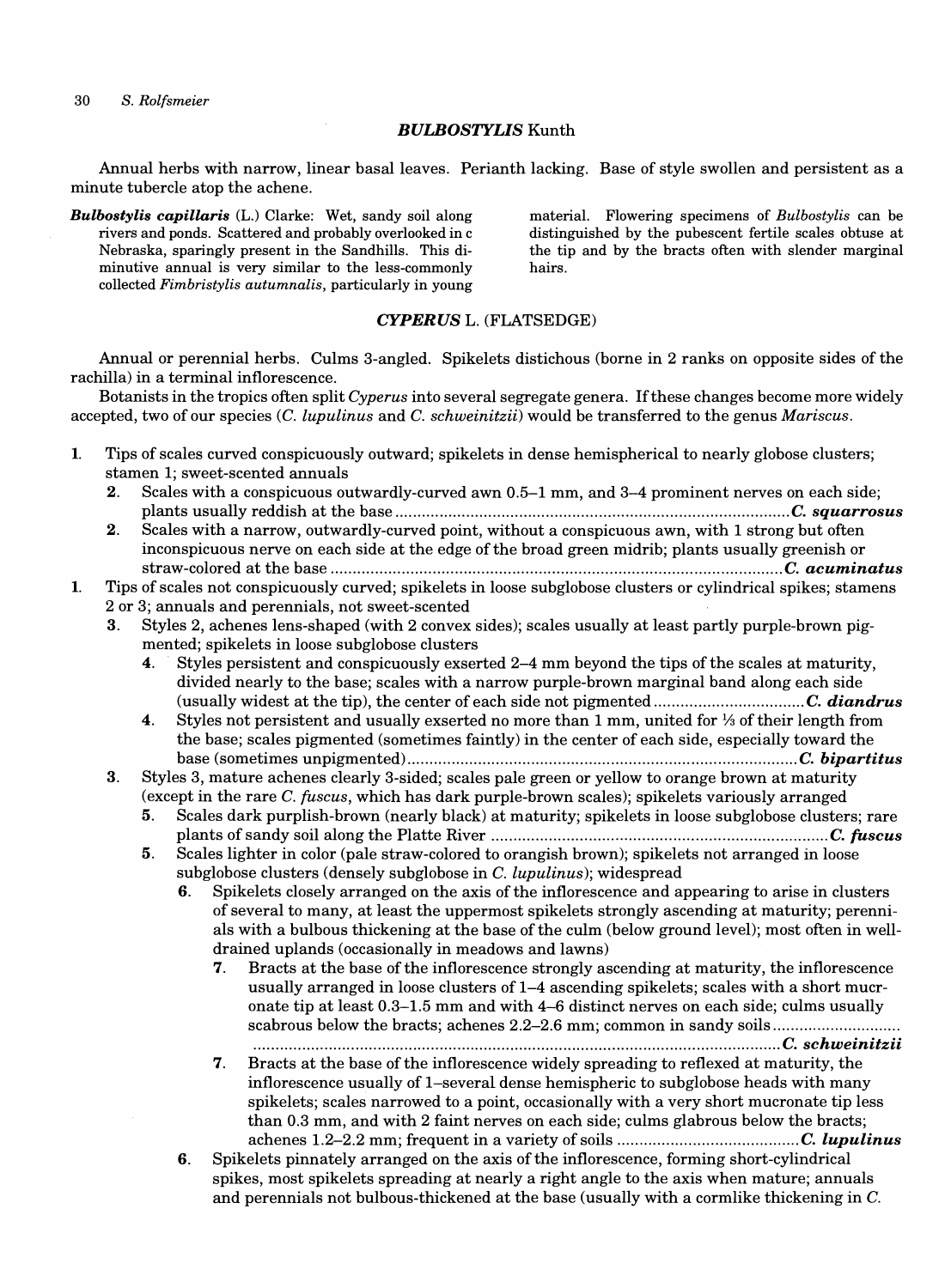## *BULBOSTYLIS* Kunth

Annual herbs with narrow, linear basal leaves. Perianth lacking. Base of style swollen and persistent as a minute tubercle atop the achene.

***Bulbostylis capillaris*** (L.) Clarke: Wet, sandy soil along rivers and ponds. Scattered and probably overlooked in c Nebraska, sparingly present in the Sandhills. This diminutive annual is very similar to the less-commonly collected *Fimbristylis autumnalis*, particularly in young material. Flowering specimens of *Bulbostylis* can be distinguished by the pubescent fertile scales obtuse at the tip and by the bracts often with slender marginal hairs.

## *CYPERUS* L. (FLATSEDGE)

Annual or perennial herbs. Culms 3-angled. Spikelets distichous (borne in 2 ranks on opposite sides of the rachilla) in a terminal inflorescence.

Botanists in the tropics often split *Cyperus* into several segregate genera. If these changes become more widely accepted, two of our species (*C. lupulinus* and *C. schweinitzii*) would be transferred to the genus *Mariscus*.

1. Tips of scales curved conspicuously outward; spikelets in dense hemispherical to nearly globose clusters; stamen 1; sweet-scented annuals
   2. Scales with a conspicuous outwardly-curved awn 0.5–1 mm, and 3–4 prominent nerves on each side; plants usually reddish at the base ........ ***C. squarrosus***
   2. Scales with a narrow, outwardly-curved point, without a conspicuous awn, with 1 strong but often inconspicuous nerve on each side at the edge of the broad green midrib; plants usually greenish or straw-colored at the base ........ ***C. acuminatus***
1. Tips of scales not conspicuously curved; spikelets in loose subglobose clusters or cylindrical spikes; stamens 2 or 3; annuals and perennials, not sweet-scented
   3. Styles 2, achenes lens-shaped (with 2 convex sides); scales usually at least partly purple-brown pigmented; spikelets in loose subglobose clusters
      4. Styles persistent and conspicuously exserted 2–4 mm beyond the tips of the scales at maturity, divided nearly to the base; scales with a narrow purple-brown marginal band along each side (usually widest at the tip), the center of each side not pigmented ........ ***C. diandrus***
      4. Styles not persistent and usually exserted no more than 1 mm, united for ⅓ of their length from the base; scales pigmented (sometimes faintly) in the center of each side, especially toward the base (sometimes unpigmented) ........ ***C. bipartitus***
   3. Styles 3, mature achenes clearly 3-sided; scales pale green or yellow to orange brown at maturity (except in the rare *C. fuscus*, which has dark purple-brown scales); spikelets variously arranged
      5. Scales dark purplish-brown (nearly black) at maturity; spikelets in loose subglobose clusters; rare plants of sandy soil along the Platte River ........ ***C. fuscus***
      5. Scales lighter in color (pale straw-colored to orangish brown); spikelets not arranged in loose subglobose clusters (densely subglobose in *C. lupulinus*); widespread
         6. Spikelets closely arranged on the axis of the inflorescence and appearing to arise in clusters of several to many, at least the uppermost spikelets strongly ascending at maturity; perennials with a bulbous thickening at the base of the culm (below ground level); most often in well-drained uplands (occasionally in meadows and lawns)
            7. Bracts at the base of the inflorescence strongly ascending at maturity, the inflorescence usually arranged in loose clusters of 1–4 ascending spikelets; scales with a short mucronate tip at least 0.3–1.5 mm and with 4–6 distinct nerves on each side; culms usually scabrous below the bracts; achenes 2.2–2.6 mm; common in sandy soils ........ ***C. schweinitzii***
            7. Bracts at the base of the inflorescence widely spreading to reflexed at maturity, the inflorescence usually of 1–several dense hemispheric to subglobose heads with many spikelets; scales narrowed to a point, occasionally with a very short mucronate tip less than 0.3 mm, and with 2 faint nerves on each side; culms glabrous below the bracts; achenes 1.2–2.2 mm; frequent in a variety of soils ........ ***C. lupulinus***
         6. Spikelets pinnately arranged on the axis of the inflorescence, forming short-cylindrical spikes, most spikelets spreading at nearly a right angle to the axis when mature; annuals and perennials not bulbous-thickened at the base (usually with a cormlike thickening in *C.*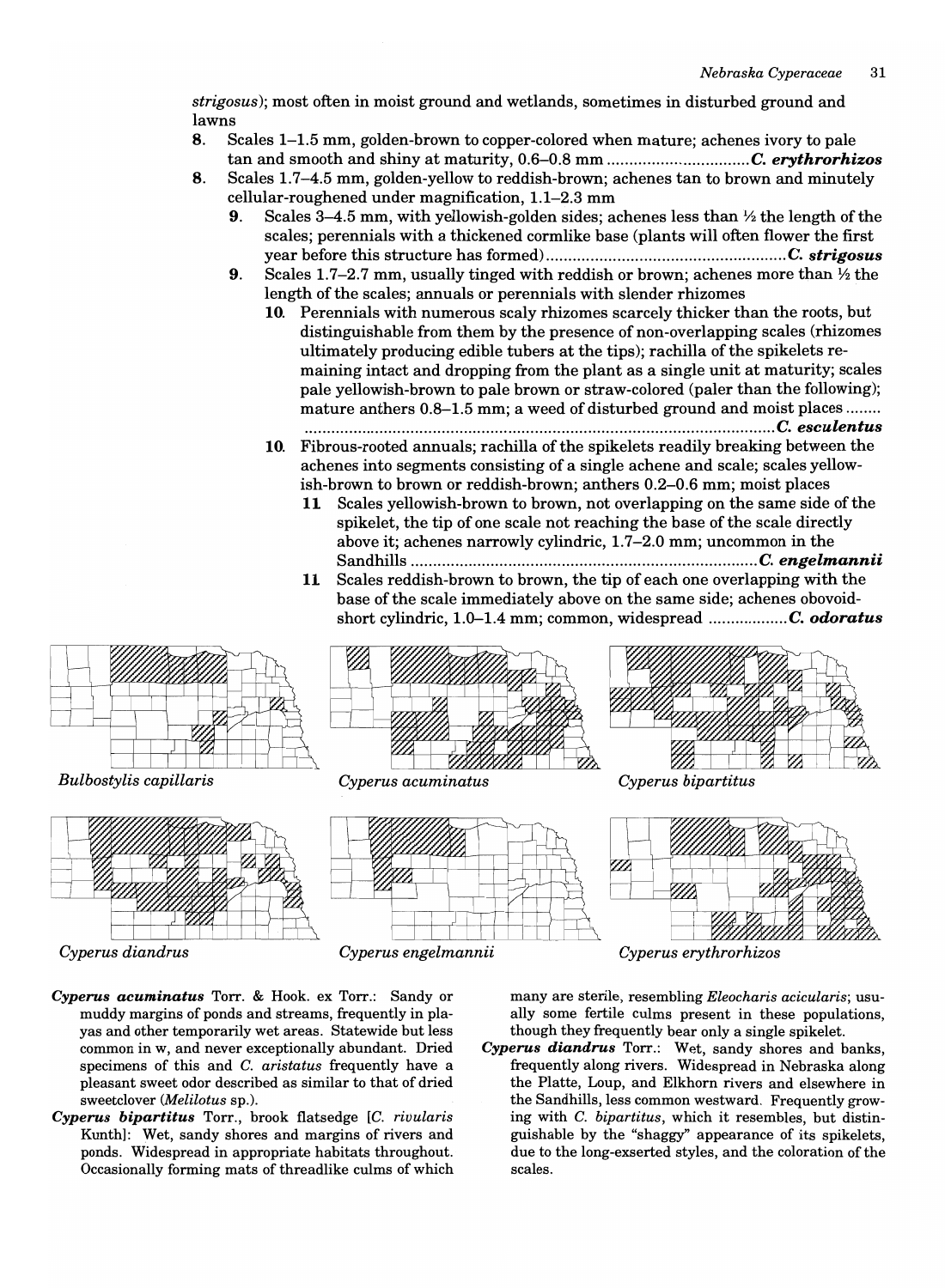strigosus); most often in moist ground and wetlands, sometimes in disturbed ground and lawns

8. Scales 1–1.5 mm, golden-brown to copper-colored when mature; achenes ivory to pale tan and smooth and shiny at maturity, 0.6–0.8 mm ................................ ***C. erythrorhizos***
8. Scales 1.7–4.5 mm, golden-yellow to reddish-brown; achenes tan to brown and minutely cellular-roughened under magnification, 1.1–2.3 mm
   9. Scales 3–4.5 mm, with yellowish-golden sides; achenes less than ½ the length of the scales; perennials with a thickened cormlike base (plants will often flower the first year before this structure has formed) ...................................................... ***C. strigosus***
   9. Scales 1.7–2.7 mm, usually tinged with reddish or brown; achenes more than ½ the length of the scales; annuals or perennials with slender rhizomes
      10. Perennials with numerous scaly rhizomes scarcely thicker than the roots, but distinguishable from them by the presence of non-overlapping scales (rhizomes ultimately producing edible tubers at the tips); rachilla of the spikelets remaining intact and dropping from the plant as a single unit at maturity; scales pale yellowish-brown to pale brown or straw-colored (paler than the following); mature anthers 0.8–1.5 mm; a weed of disturbed ground and moist places ........ ....................................................................................................... ***C. esculentus***
      10. Fibrous-rooted annuals; rachilla of the spikelets readily breaking between the achenes into segments consisting of a single achene and scale; scales yellowish-brown to brown or reddish-brown; anthers 0.2–0.6 mm; moist places
         11. Scales yellowish-brown to brown, not overlapping on the same side of the spikelet, the tip of one scale not reaching the base of the scale directly above it; achenes narrowly cylindric, 1.7–2.0 mm; uncommon in the Sandhills ............................................................................ ***C. engelmannii***
         11. Scales reddish-brown to brown, the tip of each one overlapping with the base of the scale immediately above on the same side; achenes obovoid-short cylindric, 1.0–1.4 mm; common, widespread .................. ***C. odoratus***

*Bulbostylis capillaris*

*Cyperus acuminatus*

*Cyperus bipartitus*

*Cyperus diandrus*

*Cyperus engelmannii*

*Cyperus erythrorhizos*

***Cyperus acuminatus*** Torr. & Hook. ex Torr.: Sandy or muddy margins of ponds and streams, frequently in playas and other temporarily wet areas. Statewide but less common in w, and never exceptionally abundant. Dried specimens of this and *C. aristatus* frequently have a pleasant sweet odor described as similar to that of dried sweetclover (*Melilotus* sp.).

***Cyperus bipartitus*** Torr., brook flatsedge [*C. rivularis* Kunth]: Wet, sandy shores and margins of rivers and ponds. Widespread in appropriate habitats throughout. Occasionally forming mats of threadlike culms of which many are sterile, resembling *Eleocharis acicularis*; usually some fertile culms present in these populations, though they frequently bear only a single spikelet.

***Cyperus diandrus*** Torr.: Wet, sandy shores and banks, frequently along rivers. Widespread in Nebraska along the Platte, Loup, and Elkhorn rivers and elsewhere in the Sandhills, less common westward. Frequently growing with *C. bipartitus*, which it resembles, but distinguishable by the "shaggy" appearance of its spikelets, due to the long-exserted styles, and the coloration of the scales.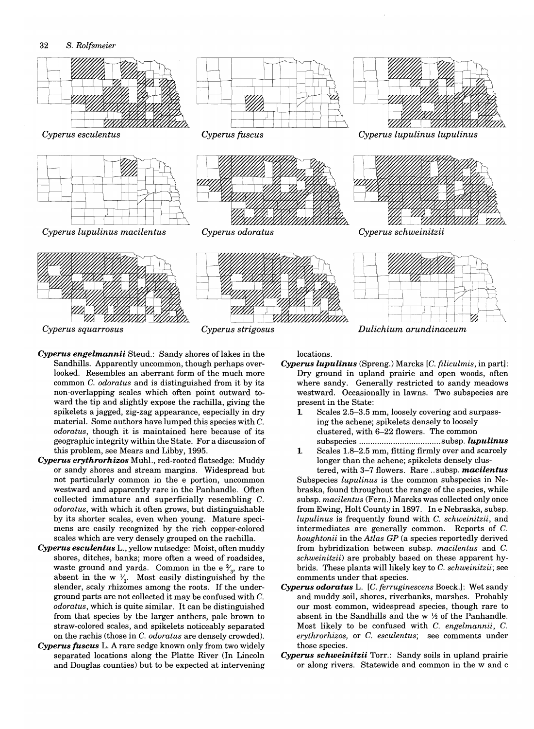Cyperus esculentus

Cyperus fuscus

Cyperus lupulinus lupulinus

Cyperus lupulinus macilentus

Cyperus odoratus

Cyperus schweinitzii

Cyperus squarrosus

Cyperus strigosus

Dulichium arundinaceum

***Cyperus engelmannii*** Steud.: Sandy shores of lakes in the Sandhills. Apparently uncommon, though perhaps overlooked. Resembles an aberrant form of the much more common *C. odoratus* and is distinguished from it by its non-overlapping scales which often point outward toward the tip and slightly expose the rachilla, giving the spikelets a jagged, zig-zag appearance, especially in dry material. Some authors have lumped this species with *C. odoratus*, though it is maintained here because of its geographic integrity within the State. For a discussion of this problem, see Mears and Libby, 1995.

***Cyperus erythrorhizos*** Muhl., red-rooted flatsedge: Muddy or sandy shores and stream margins. Widespread but not particularly common in the e portion, uncommon westward and apparently rare in the Panhandle. Often collected immature and superficially resembling *C. odoratus*, with which it often grows, but distinguishable by its shorter scales, even when young. Mature specimens are easily recognized by the rich copper-colored scales which are very densely grouped on the rachilla.

***Cyperus esculentus*** L., yellow nutsedge: Moist, often muddy shores, ditches, banks; more often a weed of roadsides, waste ground and yards. Common in the e ⅔, rare to absent in the w ⅓. Most easily distinguished by the slender, scaly rhizomes among the roots. If the underground parts are not collected it may be confused with *C. odoratus*, which is quite similar. It can be distinguished from that species by the larger anthers, pale brown to straw-colored scales, and spikelets noticeably separated on the rachis (those in *C. odoratus* are densely crowded).

***Cyperus fuscus*** L. A rare sedge known only from two widely separated locations along the Platte River (In Lincoln and Douglas counties) but to be expected at intervening locations.

***Cyperus lupulinus*** (Spreng.) Marcks [*C. filiculmis*, in part]: Dry ground in upland prairie and open woods, often where sandy. Generally restricted to sandy meadows westward. Occasionally in lawns. Two subspecies are present in the State:

1. Scales 2.5–3.5 mm, loosely covering and surpassing the achene; spikelets densely to loosely clustered, with 6–22 flowers. The common subspecies .................................... subsp. ***lupulinus***
1. Scales 1.8–2.5 mm, fitting firmly over and scarcely longer than the achene; spikelets densely clustered, with 3–7 flowers. Rare .. subsp. ***macilentus***

Subspecies *lupulinus* is the common subspecies in Nebraska, found throughout the range of the species, while subsp. *macilentus* (Fern.) Marcks was collected only once from Ewing, Holt County in 1897. In e Nebraska, subsp. *lupulinus* is frequently found with *C. schweinitzii*, and intermediates are generally common. Reports of *C. houghtonii* in the *Atlas GP* (a species reportedly derived from hybridization between subsp. *macilentus* and *C. schweinitzii*) are probably based on these apparent hybrids. These plants will likely key to *C. schweinitzii*; see comments under that species.

***Cyperus odoratus*** L. [*C. ferruginescens* Boeck.]: Wet sandy and muddy soil, shores, riverbanks, marshes. Probably our most common, widespread species, though rare to absent in the Sandhills and the w ½ of the Panhandle. Most likely to be confused with *C. engelmannii*, *C. erythrorhizos*, or *C. esculentus*; see comments under those species.

***Cyperus schweinitzii*** Torr.: Sandy soils in upland prairie or along rivers. Statewide and common in the w and c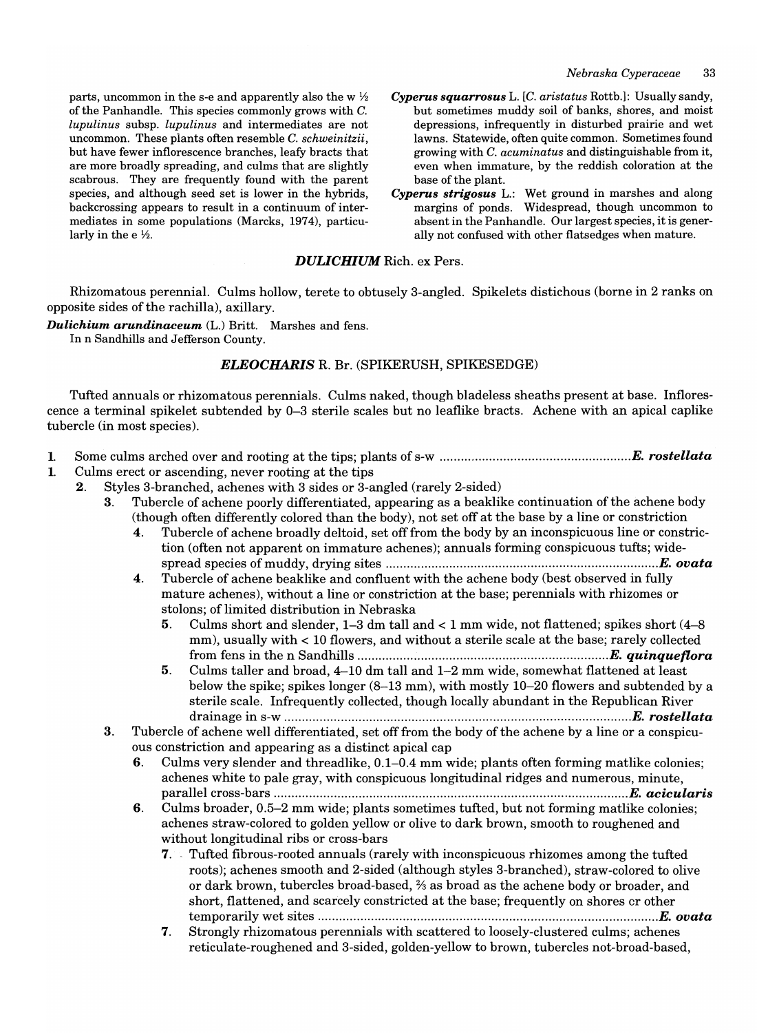parts, uncommon in the s-e and apparently also the w ½ of the Panhandle. This species commonly grows with *C. lupulinus* subsp. *lupulinus* and intermediates are not uncommon. These plants often resemble *C. schweinitzii*, but have fewer inflorescence branches, leafy bracts that are more broadly spreading, and culms that are slightly scabrous. They are frequently found with the parent species, and although seed set is lower in the hybrids, backcrossing appears to result in a continuum of intermediates in some populations (Marcks, 1974), particularly in the e ½.

***Cyperus squarrosus*** L. [*C. aristatus* Rottb.]: Usually sandy, but sometimes muddy soil of banks, shores, and moist depressions, infrequently in disturbed prairie and wet lawns. Statewide, often quite common. Sometimes found growing with *C. acuminatus* and distinguishable from it, even when immature, by the reddish coloration at the base of the plant.

***Cyperus strigosus*** L.: Wet ground in marshes and along margins of ponds. Widespread, though uncommon to absent in the Panhandle. Our largest species, it is generally not confused with other flatsedges when mature.

## *DULICHIUM* Rich. ex Pers.

Rhizomatous perennial. Culms hollow, terete to obtusely 3-angled. Spikelets distichous (borne in 2 ranks on opposite sides of the rachilla), axillary.

***Dulichium arundinaceum*** (L.) Britt. Marshes and fens.
In n Sandhills and Jefferson County.

## *ELEOCHARIS* R. Br. (SPIKERUSH, SPIKESEDGE)

Tufted annuals or rhizomatous perennials. Culms naked, though bladeless sheaths present at base. Inflorescence a terminal spikelet subtended by 0–3 sterile scales but no leaflike bracts. Achene with an apical caplike tubercle (in most species).

1. Some culms arched over and rooting at the tips; plants of s-w .................................................. ***E. rostellata***
1. Culms erect or ascending, never rooting at the tips
   2. Styles 3-branched, achenes with 3 sides or 3-angled (rarely 2-sided)
      3. Tubercle of achene poorly differentiated, appearing as a beaklike continuation of the achene body (though often differently colored than the body), not set off at the base by a line or constriction
         4. Tubercle of achene broadly deltoid, set off from the body by an inconspicuous line or constriction (often not apparent on immature achenes); annuals forming conspicuous tufts; widespread species of muddy, drying sites .................................................. ***E. ovata***
         4. Tubercle of achene beaklike and confluent with the achene body (best observed in fully mature achenes), without a line or constriction at the base; perennials with rhizomes or stolons; of limited distribution in Nebraska
            5. Culms short and slender, 1–3 dm tall and < 1 mm wide, not flattened; spikes short (4–8 mm), usually with < 10 flowers, and without a sterile scale at the base; rarely collected from fens in the n Sandhills .................................................. ***E. quinqueflora***
            5. Culms taller and broad, 4–10 dm tall and 1–2 mm wide, somewhat flattened at least below the spike; spikes longer (8–13 mm), with mostly 10–20 flowers and subtended by a sterile scale. Infrequently collected, though locally abundant in the Republican River drainage in s-w .................................................. ***E. rostellata***
      3. Tubercle of achene well differentiated, set off from the body of the achene by a line or a conspicuous constriction and appearing as a distinct apical cap
         6. Culms very slender and threadlike, 0.1–0.4 mm wide; plants often forming matlike colonies; achenes white to pale gray, with conspicuous longitudinal ridges and numerous, minute, parallel cross-bars .................................................. ***E. acicularis***
         6. Culms broader, 0.5–2 mm wide; plants sometimes tufted, but not forming matlike colonies; achenes straw-colored to golden yellow or olive to dark brown, smooth to roughened and without longitudinal ribs or cross-bars
            7. Tufted fibrous-rooted annuals (rarely with inconspicuous rhizomes among the tufted roots); achenes smooth and 2-sided (although styles 3-branched), straw-colored to olive or dark brown, tubercles broad-based, ⅔ as broad as the achene body or broader, and short, flattened, and scarcely constricted at the base; frequently on shores or other temporarily wet sites .................................................. ***E. ovata***
            7. Strongly rhizomatous perennials with scattered to loosely-clustered culms; achenes reticulate-roughened and 3-sided, golden-yellow to brown, tubercles not-broad-based,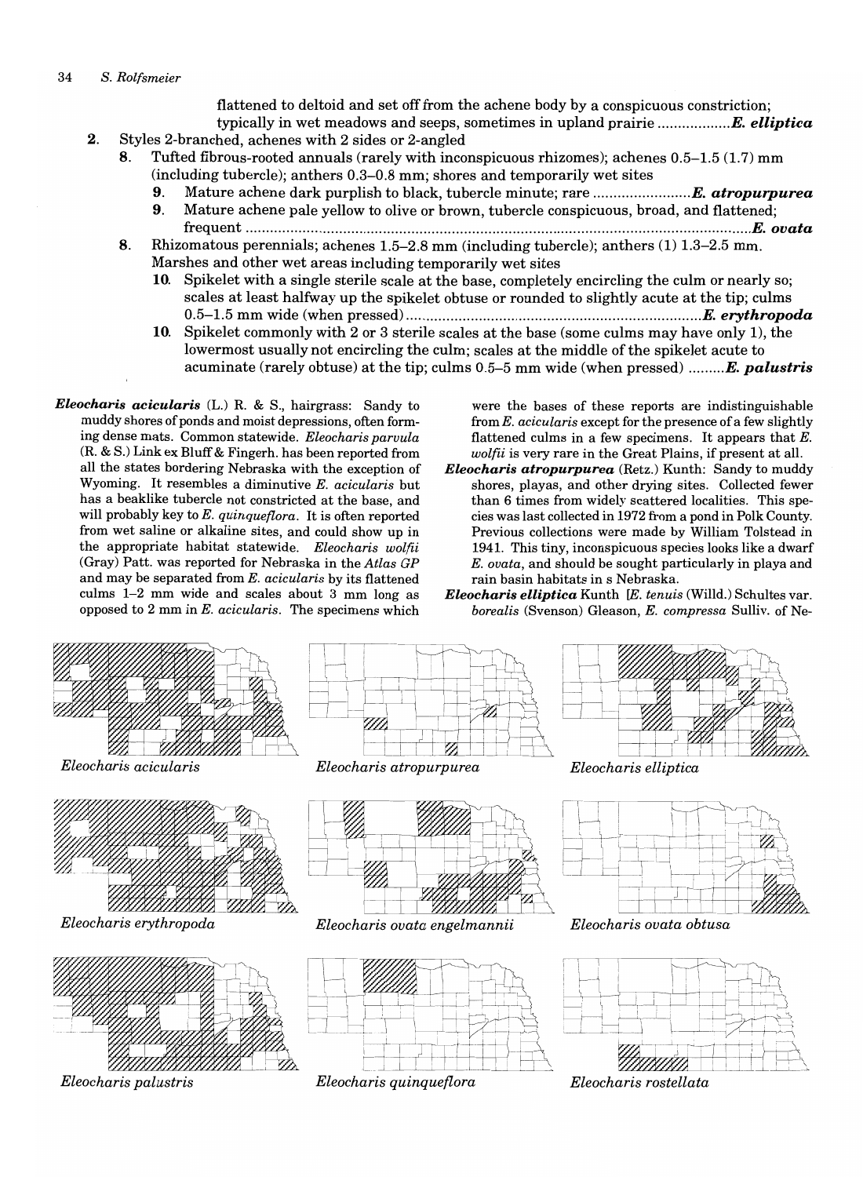flattened to deltoid and set off from the achene body by a conspicuous constriction; typically in wet meadows and seeps, sometimes in upland prairie .................. ***E. elliptica***

2. Styles 2-branched, achenes with 2 sides or 2-angled
   8. Tufted fibrous-rooted annuals (rarely with inconspicuous rhizomes); achenes 0.5–1.5 (1.7) mm (including tubercle); anthers 0.3–0.8 mm; shores and temporarily wet sites
      9. Mature achene dark purplish to black, tubercle minute; rare ........................ ***E. atropurpurea***
      9. Mature achene pale yellow to olive or brown, tubercle conspicuous, broad, and flattened; frequent .................................................................................................................. ***E. ovata***
   8. Rhizomatous perennials; achenes 1.5–2.8 mm (including tubercle); anthers (1) 1.3–2.5 mm. Marshes and other wet areas including temporarily wet sites
      10. Spikelet with a single sterile scale at the base, completely encircling the culm or nearly so; scales at least halfway up the spikelet obtuse or rounded to slightly acute at the tip; culms 0.5–1.5 mm wide (when pressed) ........................................................................ ***E. erythropoda***
      10. Spikelet commonly with 2 or 3 sterile scales at the base (some culms may have only 1), the lowermost usually not encircling the culm; scales at the middle of the spikelet acute to acuminate (rarely obtuse) at the tip; culms 0.5–5 mm wide (when pressed) .........***E. palustris***

***Eleocharis acicularis*** (L.) R. & S., hairgrass: Sandy to muddy shores of ponds and moist depressions, often forming dense mats. Common statewide. *Eleocharis parvula* (R. & S.) Link ex Bluff & Fingerh. has been reported from all the states bordering Nebraska with the exception of Wyoming. It resembles a diminutive *E. acicularis* but has a beaklike tubercle not constricted at the base, and will probably key to *E. quinqueflora*. It is often reported from wet saline or alkaline sites, and could show up in the appropriate habitat statewide. *Eleocharis wolfii* (Gray) Patt. was reported for Nebraska in the *Atlas GP* and may be separated from *E. acicularis* by its flattened culms 1–2 mm wide and scales about 3 mm long as opposed to 2 mm in *E. acicularis*. The specimens which were the bases of these reports are indistinguishable from *E. acicularis* except for the presence of a few slightly flattened culms in a few specimens. It appears that *E. wolfii* is very rare in the Great Plains, if present at all.

***Eleocharis atropurpurea*** (Retz.) Kunth: Sandy to muddy shores, playas, and other drying sites. Collected fewer than 6 times from widely scattered localities. This species was last collected in 1972 from a pond in Polk County. Previous collections were made by William Tolstead in 1941. This tiny, inconspicuous species looks like a dwarf *E. ovata*, and should be sought particularly in playa and rain basin habitats in s Nebraska.

***Eleocharis elliptica*** Kunth [*E. tenuis* (Willd.) Schultes var. *borealis* (Svenson) Gleason, *E. compressa* Sulliv. of Ne-

*Eleocharis acicularis*

*Eleocharis atropurpurea*

*Eleocharis elliptica*

*Eleocharis erythropoda*

*Eleocharis ovata engelmannii*

*Eleocharis ovata obtusa*

*Eleocharis palustris*

*Eleocharis quinqueflora*

*Eleocharis rostellata*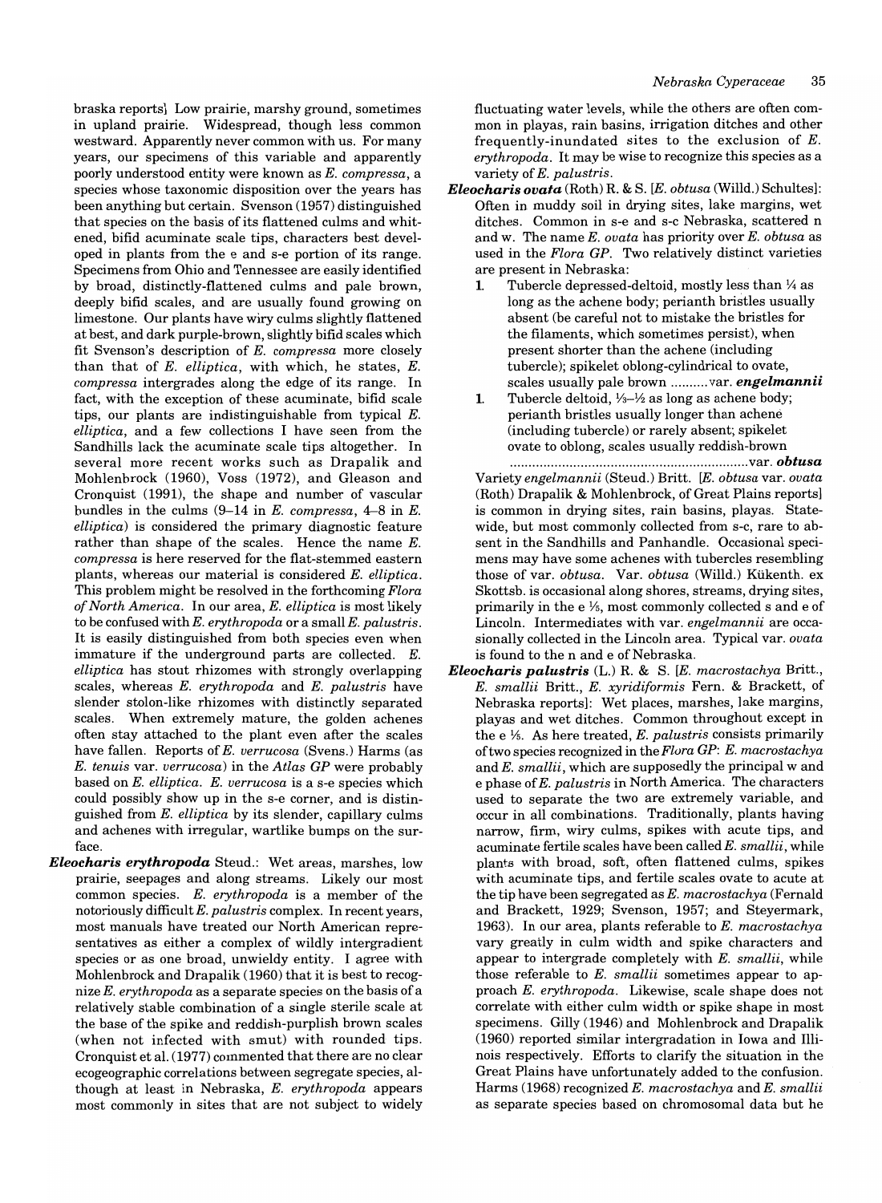braska reports] Low prairie, marshy ground, sometimes in upland prairie. Widespread, though less common westward. Apparently never common with us. For many years, our specimens of this variable and apparently poorly understood entity were known as *E. compressa*, a species whose taxonomic disposition over the years has been anything but certain. Svenson (1957) distinguished that species on the basis of its flattened culms and whitened, bifid acuminate scale tips, characters best developed in plants from the e and s-e portion of its range. Specimens from Ohio and Tennessee are easily identified by broad, distinctly-flattened culms and pale brown, deeply bifid scales, and are usually found growing on limestone. Our plants have wiry culms slightly flattened at best, and dark purple-brown, slightly bifid scales which fit Svenson's description of *E. compressa* more closely than that of *E. elliptica*, with which, he states, *E. compressa* intergrades along the edge of its range. In fact, with the exception of these acuminate, bifid scale tips, our plants are indistinguishable from typical *E. elliptica*, and a few collections I have seen from the Sandhills lack the acuminate scale tips altogether. In several more recent works such as Drapalik and Mohlenbrock (1960), Voss (1972), and Gleason and Cronquist (1991), the shape and number of vascular bundles in the culms (9–14 in *E. compressa*, 4–8 in *E. elliptica*) is considered the primary diagnostic feature rather than shape of the scales. Hence the name *E. compressa* is here reserved for the flat-stemmed eastern plants, whereas our material is considered *E. elliptica*. This problem might be resolved in the forthcoming *Flora of North America*. In our area, *E. elliptica* is most likely to be confused with *E. erythropoda* or a small *E. palustris*. It is easily distinguished from both species even when immature if the underground parts are collected. *E. elliptica* has stout rhizomes with strongly overlapping scales, whereas *E. erythropoda* and *E. palustris* have slender stolon-like rhizomes with distinctly separated scales. When extremely mature, the golden achenes often stay attached to the plant even after the scales have fallen. Reports of *E. verrucosa* (Svens.) Harms (as *E. tenuis* var. *verrucosa*) in the *Atlas GP* were probably based on *E. elliptica*. *E. verrucosa* is a s-e species which could possibly show up in the s-e corner, and is distinguished from *E. elliptica* by its slender, capillary culms and achenes with irregular, wartlike bumps on the surface.

***Eleocharis erythropoda*** Steud.: Wet areas, marshes, low prairie, seepages and along streams. Likely our most common species. *E. erythropoda* is a member of the notoriously difficult *E. palustris* complex. In recent years, most manuals have treated our North American representatives as either a complex of wildly intergradient species or as one broad, unwieldy entity. I agree with Mohlenbrock and Drapalik (1960) that it is best to recognize *E. erythropoda* as a separate species on the basis of a relatively stable combination of a single sterile scale at the base of the spike and reddish-purplish brown scales (when not infected with smut) with rounded tips. Cronquist et al. (1977) commented that there are no clear ecogeographic correlations between segregate species, although at least in Nebraska, *E. erythropoda* appears most commonly in sites that are not subject to widely fluctuating water levels, while the others are often common in playas, rain basins, irrigation ditches and other frequently-inundated sites to the exclusion of *E. erythropoda*. It may be wise to recognize this species as a variety of *E. palustris*.

***Eleocharis ovata*** (Roth) R. & S. [*E. obtusa* (Willd.) Schultes]: Often in muddy soil in drying sites, lake margins, wet ditches. Common in s-e and s-c Nebraska, scattered n and w. The name *E. ovata* has priority over *E. obtusa* as used in the *Flora GP*. Two relatively distinct varieties are present in Nebraska:

1. Tubercle depressed-deltoid, mostly less than ¼ as long as the achene body; perianth bristles usually absent (be careful not to mistake the bristles for the filaments, which sometimes persist), when present shorter than the achene (including tubercle); spikelet oblong-cylindrical to ovate, scales usually pale brown .......... var. ***engelmannii***
1. Tubercle deltoid, ⅓–½ as long as achene body; perianth bristles usually longer than achene (including tubercle) or rarely absent; spikelet ovate to oblong, scales usually reddish-brown ................................................................ var. ***obtusa***

Variety *engelmannii* (Steud.) Britt. [*E. obtusa* var. *ovata* (Roth) Drapalik & Mohlenbrock, of Great Plains reports] is common in drying sites, rain basins, playas. Statewide, but most commonly collected from s-c, rare to absent in the Sandhills and Panhandle. Occasional specimens may have some achenes with tubercles resembling those of var. *obtusa*. Var. *obtusa* (Willd.) Kükenth. ex Skottsb. is occasional along shores, streams, drying sites, primarily in the e ⅓, most commonly collected s and e of Lincoln. Intermediates with var. *engelmannii* are occasionally collected in the Lincoln area. Typical var. *ovata* is found to the n and e of Nebraska.

***Eleocharis palustris*** (L.) R. & S. [*E. macrostachya* Britt., *E. smallii* Britt., *E. xyridiformis* Fern. & Brackett, of Nebraska reports]: Wet places, marshes, lake margins, playas and wet ditches. Common throughout except in the e ⅓. As here treated, *E. palustris* consists primarily of two species recognized in the *Flora GP*: *E. macrostachya* and *E. smallii*, which are supposedly the principal w and e phase of *E. palustris* in North America. The characters used to separate the two are extremely variable, and occur in all combinations. Traditionally, plants having narrow, firm, wiry culms, spikes with acute tips, and acuminate fertile scales have been called *E. smallii*, while plants with broad, soft, often flattened culms, spikes with acuminate tips, and fertile scales ovate to acute at the tip have been segregated as *E. macrostachya* (Fernald and Brackett, 1929; Svenson, 1957; and Steyermark, 1963). In our area, plants referable to *E. macrostachya* vary greatly in culm width and spike characters and appear to intergrade completely with *E. smallii*, while those referable to *E. smallii* sometimes appear to approach *E. erythropoda*. Likewise, scale shape does not correlate with either culm width or spike shape in most specimens. Gilly (1946) and Mohlenbrock and Drapalik (1960) reported similar intergradation in Iowa and Illinois respectively. Efforts to clarify the situation in the Great Plains have unfortunately added to the confusion. Harms (1968) recognized *E. macrostachya* and *E. smallii* as separate species based on chromosomal data but he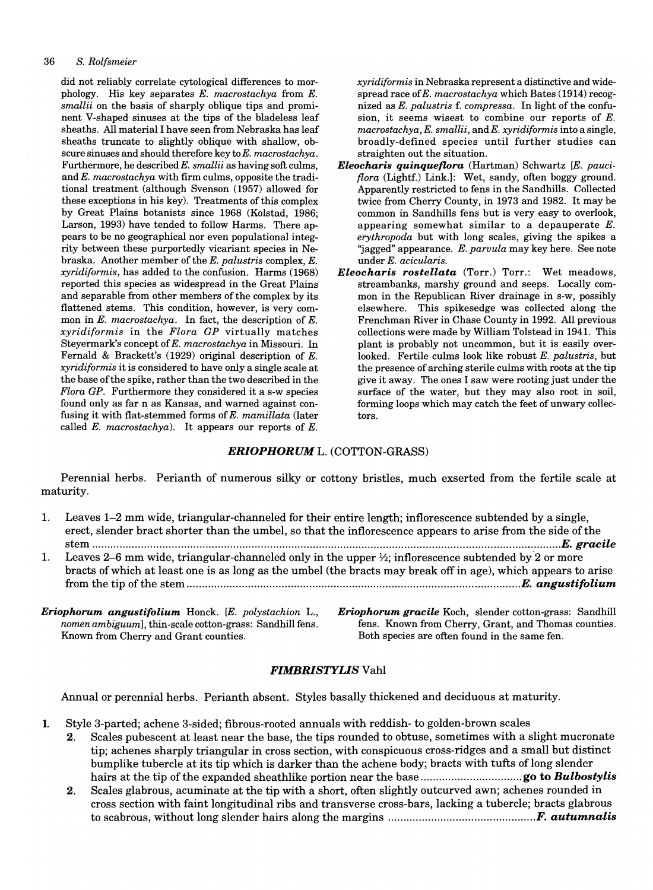did not reliably correlate cytological differences to morphology. His key separates *E. macrostachya* from *E. smallii* on the basis of sharply oblique tips and prominent V-shaped sinuses at the tips of the bladeless leaf sheaths. All material I have seen from Nebraska has leaf sheaths truncate to slightly oblique with shallow, obscure sinuses and should therefore key to *E. macrostachya*. Furthermore, he described *E. smallii* as having soft culms, and *E. macrostachya* with firm culms, opposite the traditional treatment (although Svenson (1957) allowed for these exceptions in his key). Treatments of this complex by Great Plains botanists since 1968 (Kolstad, 1986; Larson, 1993) have tended to follow Harms. There appears to be no geographical nor even populational integrity between these purportedly vicariant species in Nebraska. Another member of the *E. palustris* complex, *E. xyridiformis*, has added to the confusion. Harms (1968) reported this species as widespread in the Great Plains and separable from other members of the complex by its flattened stems. This condition, however, is very common in *E. macrostachya*. In fact, the description of *E. xyridiformis* in the *Flora GP* virtually matches Steyermark's concept of *E. macrostachya* in Missouri. In Fernald & Brackett's (1929) original description of *E. xyridiformis* it is considered to have only a single scale at the base of the spike, rather than the two described in the *Flora GP*. Furthermore they considered it a s-w species found only as far n as Kansas, and warned against confusing it with flat-stemmed forms of *E. mamillata* (later called *E. macrostachya*). It appears our reports of *E. xyridiformis* in Nebraska represent a distinctive and widespread race of *E. macrostachya* which Bates (1914) recognized as *E. palustris* f. *compressa*. In light of the confusion, it seems wisest to combine our reports of *E. macrostachya*, *E. smallii*, and *E. xyridiformis* into a single, broadly-defined species until further studies can straighten out the situation.

***Eleocharis quinqueflora*** (Hartman) Schwartz [*E. pauciflora* (Lightf.) Link.]: Wet, sandy, often boggy ground. Apparently restricted to fens in the Sandhills. Collected twice from Cherry County, in 1973 and 1982. It may be common in Sandhills fens but is very easy to overlook, appearing somewhat similar to a depauperate *E. erythropoda* but with long scales, giving the spikes a "jagged" appearance. *E. parvula* may key here. See note under *E. acicularis*.

***Eleocharis rostellata*** (Torr.) Torr.: Wet meadows, streambanks, marshy ground and seeps. Locally common in the Republican River drainage in s-w, possibly elsewhere. This spikesedge was collected along the Frenchman River in Chase County in 1992. All previous collections were made by William Tolstead in 1941. This plant is probably not uncommon, but it is easily overlooked. Fertile culms look like robust *E. palustris*, but the presence of arching sterile culms with roots at the tip give it away. The ones I saw were rooting just under the surface of the water, but they may also root in soil, forming loops which may catch the feet of unwary collectors.

## *ERIOPHORUM* L. (COTTON-GRASS)

Perennial herbs. Perianth of numerous silky or cottony bristles, much exserted from the fertile scale at maturity.

1. Leaves 1–2 mm wide, triangular-channeled for their entire length; inflorescence subtended by a single, erect, slender bract shorter than the umbel, so that the inflorescence appears to arise from the side of the stem .......... ***E. gracile***
1. Leaves 2–6 mm wide, triangular-channeled only in the upper ½; inflorescence subtended by 2 or more bracts of which at least one is as long as the umbel (the bracts may break off in age), which appears to arise from the tip of the stem .......... ***E. angustifolium***

***Eriophorum angustifolium*** Honck. [*E. polystachion* L., *nomen ambiguum*], thin-scale cotton-grass: Sandhill fens. Known from Cherry and Grant counties.

***Eriophorum gracile*** Koch, slender cotton-grass: Sandhill fens. Known from Cherry, Grant, and Thomas counties. Both species are often found in the same fen.

## *FIMBRISTYLIS* Vahl

Annual or perennial herbs. Perianth absent. Styles basally thickened and deciduous at maturity.

1. Style 3-parted; achene 3-sided; fibrous-rooted annuals with reddish- to golden-brown scales
   2. Scales pubescent at least near the base, the tips rounded to obtuse, sometimes with a slight mucronate tip; achenes sharply triangular in cross section, with conspicuous cross-ridges and a small but distinct bumplike tubercle at its tip which is darker than the achene body; bracts with tufts of long slender hairs at the tip of the expanded sheathlike portion near the base .......... **go to *Bulbostylis***
   2. Scales glabrous, acuminate at the tip with a short, often slightly outcurved awn; achenes rounded in cross section with faint longitudinal ribs and transverse cross-bars, lacking a tubercle; bracts glabrous to scabrous, without long slender hairs along the margins .......... ***F. autumnalis***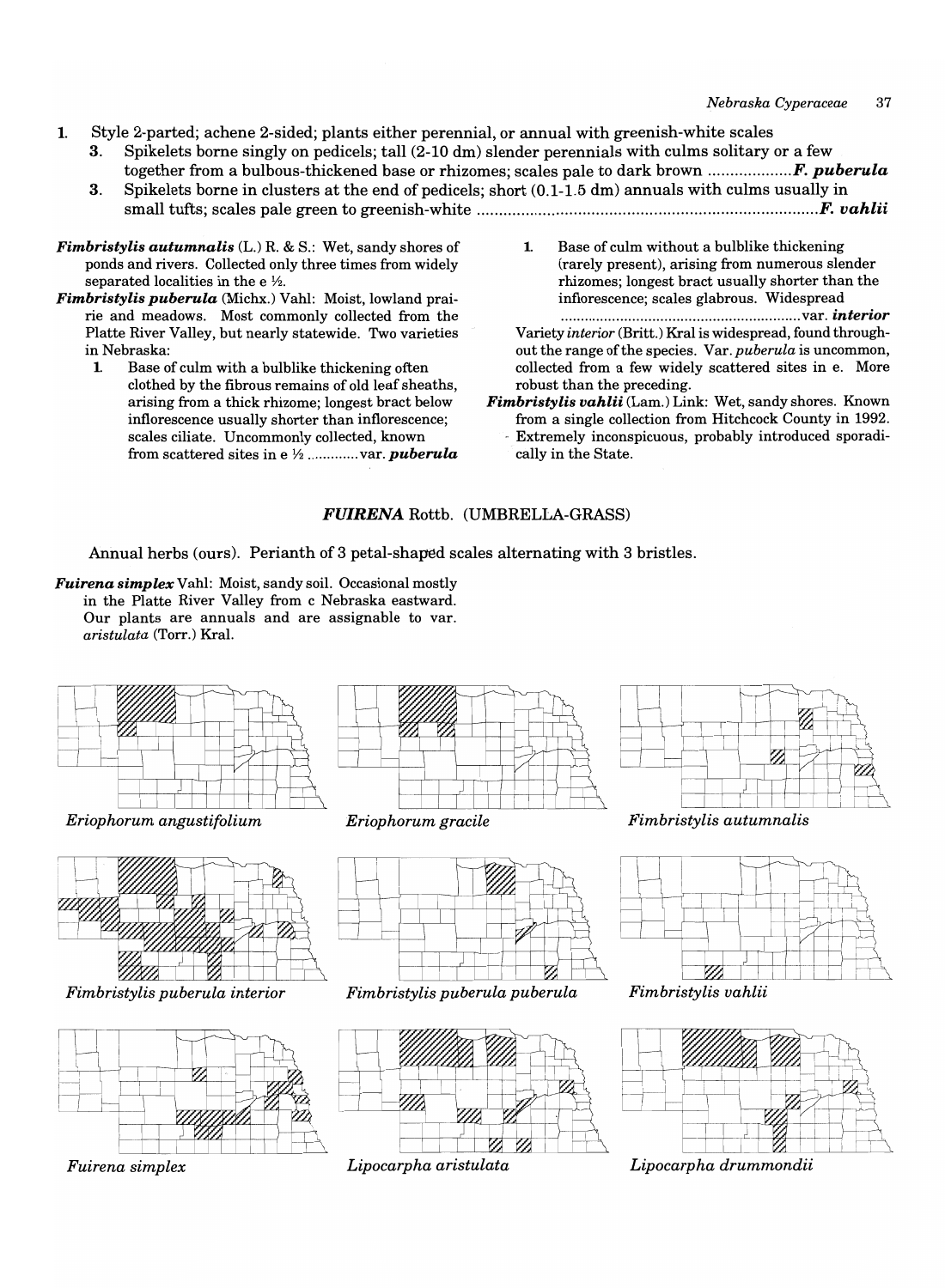1. Style 2-parted; achene 2-sided; plants either perennial, or annual with greenish-white scales
   3. Spikelets borne singly on pedicels; tall (2-10 dm) slender perennials with culms solitary or a few together from a bulbous-thickened base or rhizomes; scales pale to dark brown .................. ***F. puberula***
   3. Spikelets borne in clusters at the end of pedicels; short (0.1-1.5 dm) annuals with culms usually in small tufts; scales pale green to greenish-white .......................................................................... ***F. vahlii***

***Fimbristylis autumnalis*** (L.) R. & S.: Wet, sandy shores of ponds and rivers. Collected only three times from widely separated localities in the e ½.

***Fimbristylis puberula*** (Michx.) Vahl: Moist, lowland prairie and meadows. Most commonly collected from the Platte River Valley, but nearly statewide. Two varieties in Nebraska:

1. Base of culm with a bulblike thickening often clothed by the fibrous remains of old leaf sheaths, arising from a thick rhizome; longest bract below inflorescence usually shorter than inflorescence; scales ciliate. Uncommonly collected, known from scattered sites in e ½ ............ var. ***puberula***
1. Base of culm without a bulblike thickening (rarely present), arising from numerous slender rhizomes; longest bract usually shorter than the inflorescence; scales glabrous. Widespread ............................................................ var. ***interior***

Variety *interior* (Britt.) Kral is widespread, found throughout the range of the species. Var. *puberula* is uncommon, collected from a few widely scattered sites in e. More robust than the preceding.

***Fimbristylis vahlii*** (Lam.) Link: Wet, sandy shores. Known from a single collection from Hitchcock County in 1992. Extremely inconspicuous, probably introduced sporadically in the State.

## *FUIRENA* Rottb. (UMBRELLA-GRASS)

Annual herbs (ours). Perianth of 3 petal-shaped scales alternating with 3 bristles.

***Fuirena simplex*** Vahl: Moist, sandy soil. Occasional mostly in the Platte River Valley from c Nebraska eastward. Our plants are annuals and are assignable to var. *aristulata* (Torr.) Kral.

*Eriophorum angustifolium*

*Eriophorum gracile*

*Fimbristylis autumnalis*

*Fimbristylis puberula interior*

*Fimbristylis puberula puberula*

*Fimbristylis vahlii*

*Fuirena simplex*

*Lipocarpha aristulata*

*Lipocarpha drummondii*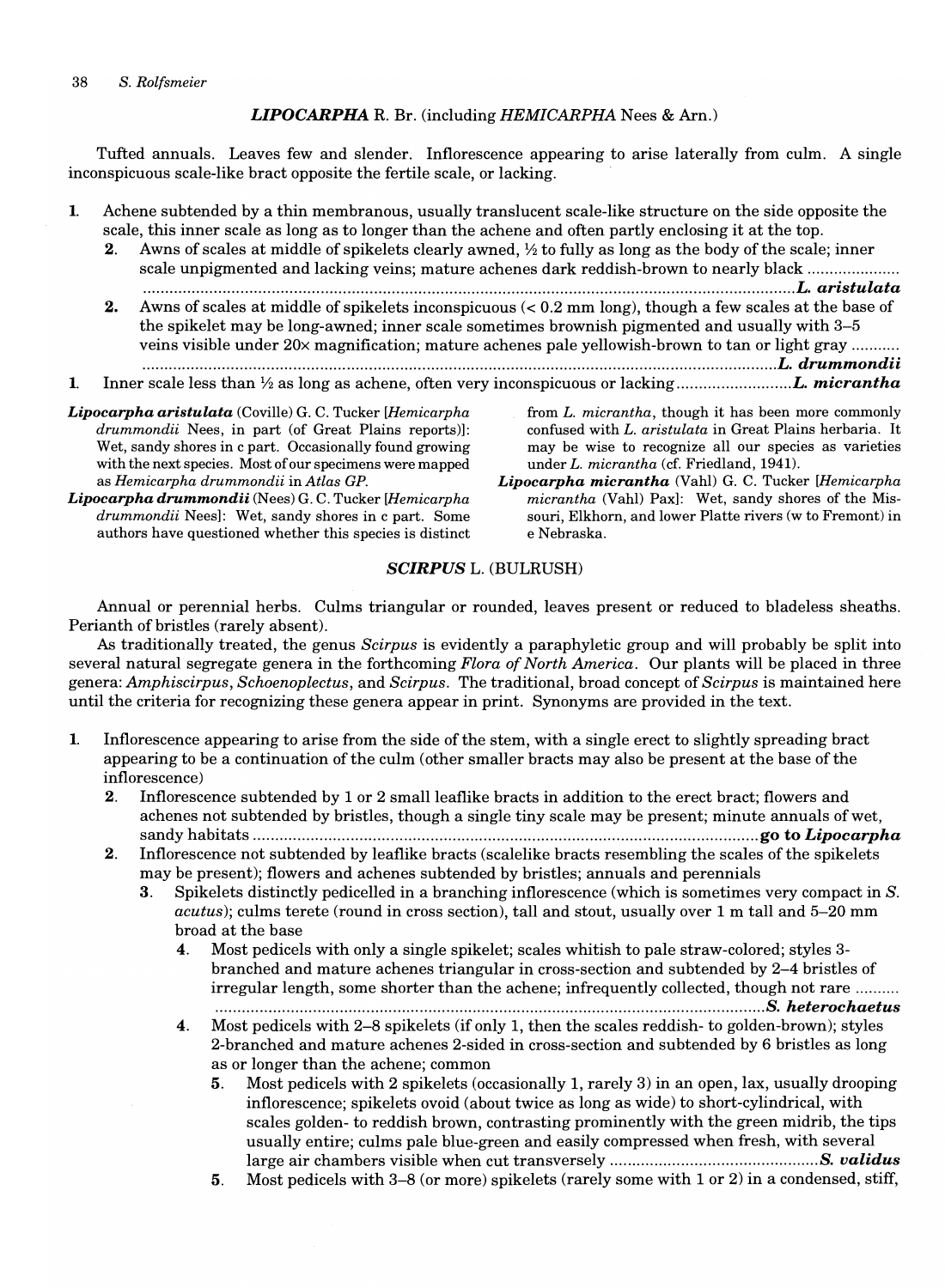## *LIPOCARPHA* R. Br. (including *HEMICARPHA* Nees & Arn.)

Tufted annuals. Leaves few and slender. Inflorescence appearing to arise laterally from culm. A single inconspicuous scale-like bract opposite the fertile scale, or lacking.

1. Achene subtended by a thin membranous, usually translucent scale-like structure on the side opposite the scale, this inner scale as long as to longer than the achene and often partly enclosing it at the top.
   2. Awns of scales at middle of spikelets clearly awned, ½ to fully as long as the body of the scale; inner scale unpigmented and lacking veins; mature achenes dark reddish-brown to nearly black .......................... ***L. aristulata***
   2. Awns of scales at middle of spikelets inconspicuous (< 0.2 mm long), though a few scales at the base of the spikelet may be long-awned; inner scale sometimes brownish pigmented and usually with 3–5 veins visible under 20× magnification; mature achenes pale yellowish-brown to tan or light gray .......................... ***L. drummondii***
1. Inner scale less than ½ as long as achene, often very inconspicuous or lacking .......................... ***L. micrantha***

***Lipocarpha aristulata*** (Coville) G. C. Tucker [*Hemicarpha drummondii* Nees, in part (of Great Plains reports)]: Wet, sandy shores in c part. Occasionally found growing with the next species. Most of our specimens were mapped as *Hemicarpha drummondii* in *Atlas GP.*

***Lipocarpha drummondii*** (Nees) G. C. Tucker [*Hemicarpha drummondii* Nees]: Wet, sandy shores in c part. Some authors have questioned whether this species is distinct from *L. micrantha*, though it has been more commonly confused with *L. aristulata* in Great Plains herbaria. It may be wise to recognize all our species as varieties under *L. micrantha* (cf. Friedland, 1941).

***Lipocarpha micrantha*** (Vahl) G. C. Tucker [*Hemicarpha micrantha* (Vahl) Pax]: Wet, sandy shores of the Missouri, Elkhorn, and lower Platte rivers (w to Fremont) in e Nebraska.

## *SCIRPUS* L. (BULRUSH)

Annual or perennial herbs. Culms triangular or rounded, leaves present or reduced to bladeless sheaths. Perianth of bristles (rarely absent).

As traditionally treated, the genus *Scirpus* is evidently a paraphyletic group and will probably be split into several natural segregate genera in the forthcoming *Flora of North America*. Our plants will be placed in three genera: *Amphiscirpus*, *Schoenoplectus*, and *Scirpus*. The traditional, broad concept of *Scirpus* is maintained here until the criteria for recognizing these genera appear in print. Synonyms are provided in the text.

1. Inflorescence appearing to arise from the side of the stem, with a single erect to slightly spreading bract appearing to be a continuation of the culm (other smaller bracts may also be present at the base of the inflorescence)
   2. Inflorescence subtended by 1 or 2 small leaflike bracts in addition to the erect bract; flowers and achenes not subtended by bristles, though a single tiny scale may be present; minute annuals of wet, sandy habitats .......................... **go to *Lipocarpha***
   2. Inflorescence not subtended by leaflike bracts (scalelike bracts resembling the scales of the spikelets may be present); flowers and achenes subtended by bristles; annuals and perennials
      3. Spikelets distinctly pedicelled in a branching inflorescence (which is sometimes very compact in *S. acutus*); culms terete (round in cross section), tall and stout, usually over 1 m tall and 5–20 mm broad at the base
         4. Most pedicels with only a single spikelet; scales whitish to pale straw-colored; styles 3-branched and mature achenes triangular in cross-section and subtended by 2–4 bristles of irregular length, some shorter than the achene; infrequently collected, though not rare .......................... ***S. heterochaetus***
         4. Most pedicels with 2–8 spikelets (if only 1, then the scales reddish- to golden-brown); styles 2-branched and mature achenes 2-sided in cross-section and subtended by 6 bristles as long as or longer than the achene; common
            5. Most pedicels with 2 spikelets (occasionally 1, rarely 3) in an open, lax, usually drooping inflorescence; spikelets ovoid (about twice as long as wide) to short-cylindrical, with scales golden- to reddish brown, contrasting prominently with the green midrib, the tips usually entire; culms pale blue-green and easily compressed when fresh, with several large air chambers visible when cut transversely .......................... ***S. validus***
            5. Most pedicels with 3–8 (or more) spikelets (rarely some with 1 or 2) in a condensed, stiff,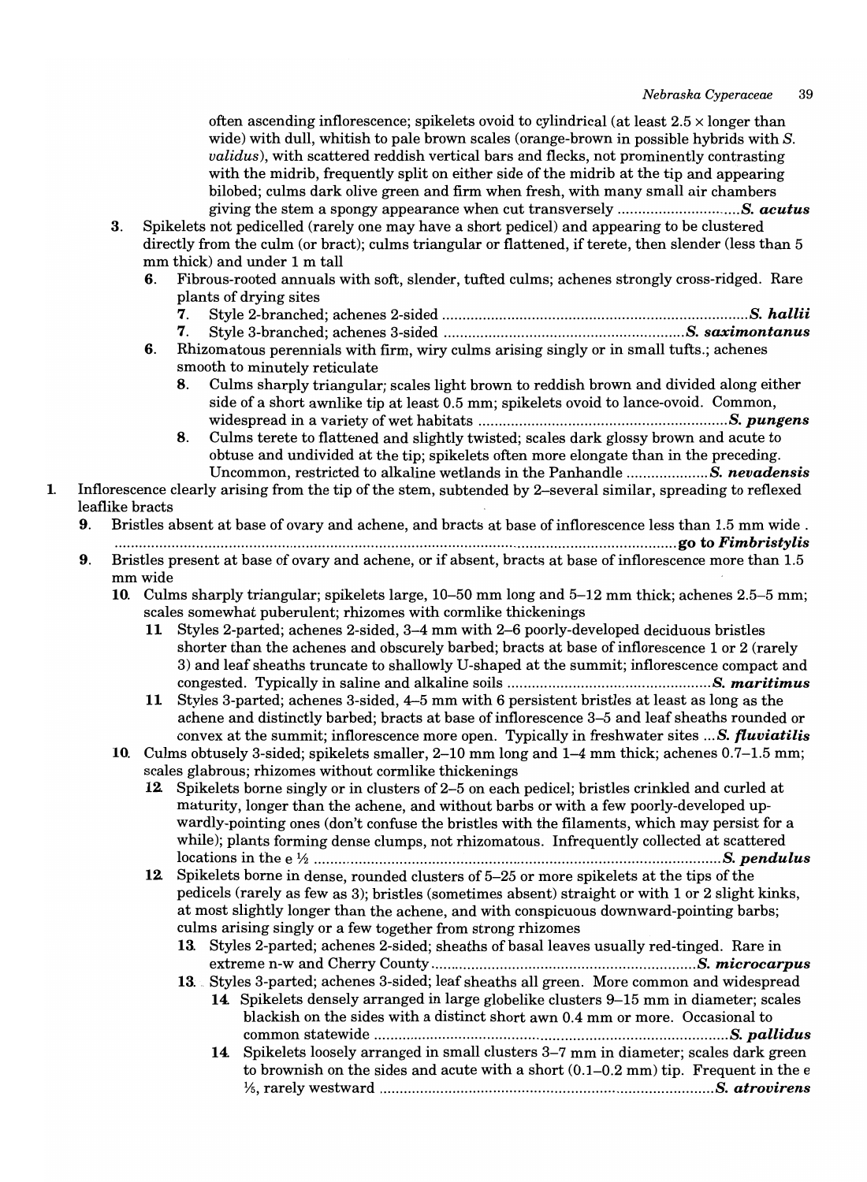often ascending inflorescence; spikelets ovoid to cylindrical (at least 2.5 × longer than wide) with dull, whitish to pale brown scales (orange-brown in possible hybrids with *S. validus*), with scattered reddish vertical bars and flecks, not prominently contrasting with the midrib, frequently split on either side of the midrib at the tip and appearing bilobed; culms dark olive green and firm when fresh, with many small air chambers giving the stem a spongy appearance when cut transversely ............................. ***S. acutus***

3. Spikelets not pedicelled (rarely one may have a short pedicel) and appearing to be clustered directly from the culm (or bract); culms triangular or flattened, if terete, then slender (less than 5 mm thick) and under 1 m tall
   6. Fibrous-rooted annuals with soft, slender, tufted culms; achenes strongly cross-ridged. Rare plants of drying sites
      7. Style 2-branched; achenes 2-sided ............................................................................ ***S. hallii***
      7. Style 3-branched; achenes 3-sided ........................................................... ***S. saximontanus***
   6. Rhizomatous perennials with firm, wiry culms arising singly or in small tufts.; achenes smooth to minutely reticulate
      8. Culms sharply triangular; scales light brown to reddish brown and divided along either side of a short awnlike tip at least 0.5 mm; spikelets ovoid to lance-ovoid. Common, widespread in a variety of wet habitats ............................................................. ***S. pungens***
      8. Culms terete to flattened and slightly twisted; scales dark glossy brown and acute to obtuse and undivided at the tip; spikelets often more elongate than in the preceding. Uncommon, restricted to alkaline wetlands in the Panhandle .................... ***S. nevadensis***

1. Inflorescence clearly arising from the tip of the stem, subtended by 2–several similar, spreading to reflexed leaflike bracts
   9. Bristles absent at base of ovary and achene, and bracts at base of inflorescence less than 1.5 mm wide . ........................................................................................................................ **go to *Fimbristylis***
   9. Bristles present at base of ovary and achene, or if absent, bracts at base of inflorescence more than 1.5 mm wide
      10. Culms sharply triangular; spikelets large, 10–50 mm long and 5–12 mm thick; achenes 2.5–5 mm; scales somewhat puberulent; rhizomes with cormlike thickenings
          11. Styles 2-parted; achenes 2-sided, 3–4 mm with 2–6 poorly-developed deciduous bristles shorter than the achenes and obscurely barbed; bracts at base of inflorescence 1 or 2 (rarely 3) and leaf sheaths truncate to shallowly U-shaped at the summit; inflorescence compact and congested. Typically in saline and alkaline soils .................................................. ***S. maritimus***
          11. Styles 3-parted; achenes 3-sided, 4–5 mm with 6 persistent bristles at least as long as the achene and distinctly barbed; bracts at base of inflorescence 3–5 and leaf sheaths rounded or convex at the summit; inflorescence more open. Typically in freshwater sites ... ***S. fluviatilis***
      10. Culms obtusely 3-sided; spikelets smaller, 2–10 mm long and 1–4 mm thick; achenes 0.7–1.5 mm; scales glabrous; rhizomes without cormlike thickenings
          12. Spikelets borne singly or in clusters of 2–5 on each pedicel; bristles crinkled and curled at maturity, longer than the achene, and without barbs or with a few poorly-developed upwardly-pointing ones (don't confuse the bristles with the filaments, which may persist for a while); plants forming dense clumps, not rhizomatous. Infrequently collected at scattered locations in the e ½ ................................................................................................... ***S. pendulus***
          12. Spikelets borne in dense, rounded clusters of 5–25 or more spikelets at the tips of the pedicels (rarely as few as 3); bristles (sometimes absent) straight or with 1 or 2 slight kinks, at most slightly longer than the achene, and with conspicuous downward-pointing barbs; culms arising singly or a few together from strong rhizomes
              13. Styles 2-parted; achenes 2-sided; sheaths of basal leaves usually red-tinged. Rare in extreme n-w and Cherry County ................................................................ ***S. microcarpus***
              13. Styles 3-parted; achenes 3-sided; leaf sheaths all green. More common and widespread
                  14. Spikelets densely arranged in large globelike clusters 9–15 mm in diameter; scales blackish on the sides with a distinct short awn 0.4 mm or more. Occasional to common statewide ....................................................................................... ***S. pallidus***
                  14. Spikelets loosely arranged in small clusters 3–7 mm in diameter; scales dark green to brownish on the sides and acute with a short (0.1–0.2 mm) tip. Frequent in the e ⅓, rarely westward ................................................................................. ***S. atrovirens***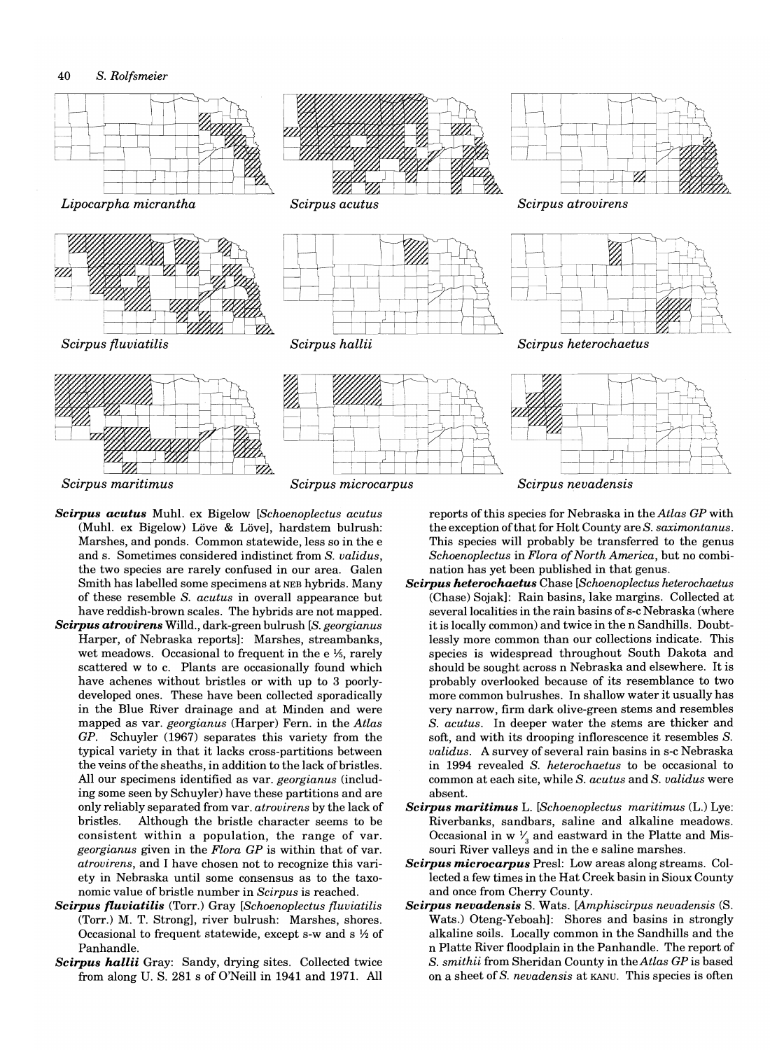Lipocarpha micrantha

Scirpus acutus

Scirpus atrovirens

Scirpus fluviatilis

Scirpus hallii

Scirpus heterochaetus

Scirpus maritimus

Scirpus microcarpus

Scirpus nevadensis

***Scirpus acutus*** Muhl. ex Bigelow [*Schoenoplectus acutus* (Muhl. ex Bigelow) Löve & Lövel], hardstem bulrush: Marshes, and ponds. Common statewide, less so in the e and s. Sometimes considered indistinct from *S. validus*, the two species are rarely confused in our area. Galen Smith has labelled some specimens at NEB hybrids. Many of these resemble *S. acutus* in overall appearance but have reddish-brown scales. The hybrids are not mapped.

***Scirpus atrovirens*** Willd., dark-green bulrush [*S. georgianus* Harper, of Nebraska reports]: Marshes, streambanks, wet meadows. Occasional to frequent in the e ⅓, rarely scattered w to c. Plants are occasionally found which have achenes without bristles or with up to 3 poorly-developed ones. These have been collected sporadically in the Blue River drainage and at Minden and were mapped as var. *georgianus* (Harper) Fern. in the *Atlas GP*. Schuyler (1967) separates this variety from the typical variety in that it lacks cross-partitions between the veins of the sheaths, in addition to the lack of bristles. All our specimens identified as var. *georgianus* (including some seen by Schuyler) have these partitions and are only reliably separated from var. *atrovirens* by the lack of bristles. Although the bristle character seems to be consistent within a population, the range of var. *georgianus* given in the *Flora GP* is within that of var. *atrovirens*, and I have chosen not to recognize this variety in Nebraska until some consensus as to the taxonomic value of bristle number in *Scirpus* is reached.

***Scirpus fluviatilis*** (Torr.) Gray [*Schoenoplectus fluviatilis* (Torr.) M. T. Strong], river bulrush: Marshes, shores. Occasional to frequent statewide, except s-w and s ½ of Panhandle.

***Scirpus hallii*** Gray: Sandy, drying sites. Collected twice from along U. S. 281 s of O'Neill in 1941 and 1971. All reports of this species for Nebraska in the *Atlas GP* with the exception of that for Holt County are *S. saximontanus*. This species will probably be transferred to the genus *Schoenoplectus* in *Flora of North America*, but no combination has yet been published in that genus.

***Scirpus heterochaetus*** Chase [*Schoenoplectus heterochaetus* (Chase) Sojak]: Rain basins, lake margins. Collected at several localities in the rain basins of s-c Nebraska (where it is locally common) and twice in the n Sandhills. Doubtlessly more common than our collections indicate. This species is widespread throughout South Dakota and should be sought across n Nebraska and elsewhere. It is probably overlooked because of its resemblance to two more common bulrushes. In shallow water it usually has very narrow, firm dark olive-green stems and resembles *S. acutus*. In deeper water the stems are thicker and soft, and with its drooping inflorescence it resembles *S. validus*. A survey of several rain basins in s-c Nebraska in 1994 revealed *S. heterochaetus* to be occasional to common at each site, while *S. acutus* and *S. validus* were absent.

***Scirpus maritimus*** L. [*Schoenoplectus maritimus* (L.) Lye: Riverbanks, sandbars, saline and alkaline meadows. Occasional in w ⅓ and eastward in the Platte and Missouri River valleys and in the e saline marshes.

***Scirpus microcarpus*** Presl: Low areas along streams. Collected a few times in the Hat Creek basin in Sioux County and once from Cherry County.

***Scirpus nevadensis*** S. Wats. [*Amphiscirpus nevadensis* (S. Wats.) Oteng-Yeboah]: Shores and basins in strongly alkaline soils. Locally common in the Sandhills and the n Platte River floodplain in the Panhandle. The report of *S. smithii* from Sheridan County in the *Atlas GP* is based on a sheet of *S. nevadensis* at KANU. This species is often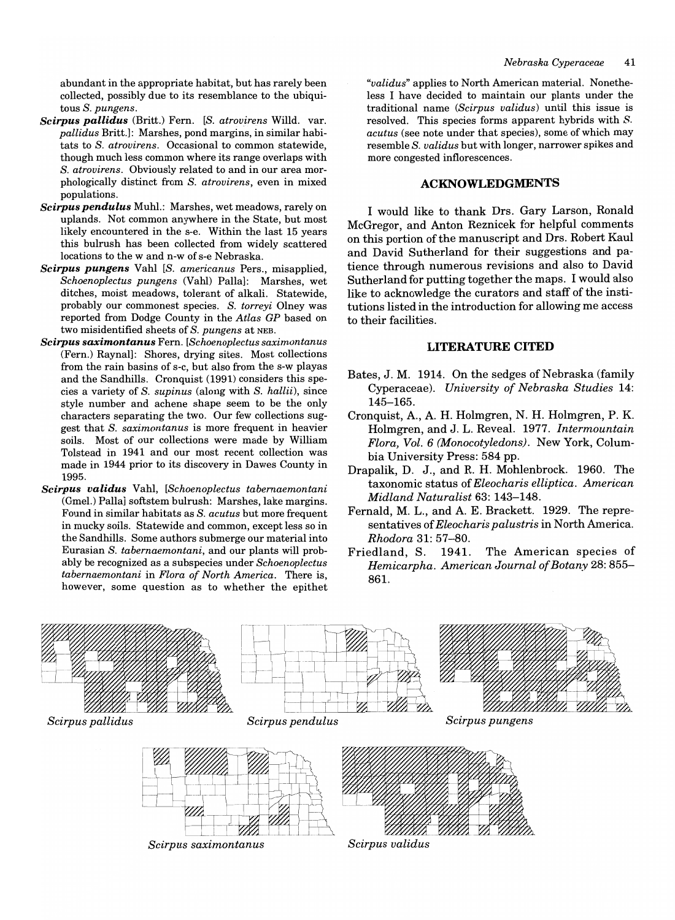abundant in the appropriate habitat, but has rarely been collected, possibly due to its resemblance to the ubiquitous *S. pungens*.

***Scirpus pallidus*** (Britt.) Fern. [*S. atrovirens* Willd. var. *pallidus* Britt.]: Marshes, pond margins, in similar habitats to *S. atrovirens*. Occasional to common statewide, though much less common where its range overlaps with *S. atrovirens*. Obviously related to and in our area morphologically distinct from *S. atrovirens*, even in mixed populations.

***Scirpus pendulus*** Muhl.: Marshes, wet meadows, rarely on uplands. Not common anywhere in the State, but most likely encountered in the s-e. Within the last 15 years this bulrush has been collected from widely scattered locations to the w and n-w of s-e Nebraska.

***Scirpus pungens*** Vahl [*S. americanus* Pers., misapplied, *Schoenoplectus pungens* (Vahl) Palla]: Marshes, wet ditches, moist meadows, tolerant of alkali. Statewide, probably our commonest species. *S. torreyi* Olney was reported from Dodge County in the *Atlas GP* based on two misidentified sheets of *S. pungens* at NEB.

***Scirpus saximontanus*** Fern. [*Schoenoplectus saximontanus* (Fern.) Raynal]: Shores, drying sites. Most collections from the rain basins of s-c, but also from the s-w playas and the Sandhills. Cronquist (1991) considers this species a variety of *S. supinus* (along with *S. hallii*), since style number and achene shape seem to be the only characters separating the two. Our few collections suggest that *S. saximontanus* is more frequent in heavier soils. Most of our collections were made by William Tolstead in 1941 and our most recent collection was made in 1944 prior to its discovery in Dawes County in 1995.

***Scirpus validus*** Vahl, [*Schoenoplectus tabernaemontani* (Gmel.) Palla] softstem bulrush: Marshes, lake margins. Found in similar habitats as *S. acutus* but more frequent in mucky soils. Statewide and common, except less so in the Sandhills. Some authors submerge our material into Eurasian *S. tabernaemontani*, and our plants will probably be recognized as a subspecies under *Schoenoplectus tabernaemontani* in *Flora of North America*. There is, however, some question as to whether the epithet "*validus*" applies to North American material. Nonetheless I have decided to maintain our plants under the traditional name (*Scirpus validus*) until this issue is resolved. This species forms apparent hybrids with *S. acutus* (see note under that species), some of which may resemble *S. validus* but with longer, narrower spikes and more congested inflorescences.

## ACKNOWLEDGMENTS

I would like to thank Drs. Gary Larson, Ronald McGregor, and Anton Reznicek for helpful comments on this portion of the manuscript and Drs. Robert Kaul and David Sutherland for their suggestions and patience through numerous revisions and also to David Sutherland for putting together the maps. I would also like to acknowledge the curators and staff of the institutions listed in the introduction for allowing me access to their facilities.

## LITERATURE CITED

Bates, J. M. 1914. On the sedges of Nebraska (family Cyperaceae). *University of Nebraska Studies* 14: 145–165.

Cronquist, A., A. H. Holmgren, N. H. Holmgren, P. K. Holmgren, and J. L. Reveal. 1977. *Intermountain Flora, Vol. 6 (Monocotyledons)*. New York, Columbia University Press: 584 pp.

Drapalik, D. J., and R. H. Mohlenbrock. 1960. The taxonomic status of *Eleocharis elliptica*. *American Midland Naturalist* 63: 143–148.

Fernald, M. L., and A. E. Brackett. 1929. The representatives of *Eleocharis palustris* in North America. *Rhodora* 31: 57–80.

Friedland, S. 1941. The American species of *Hemicarpha*. *American Journal of Botany* 28: 855–861.

*Scirpus pallidus*

*Scirpus pendulus*

*Scirpus pungens*

*Scirpus saximontanus*

*Scirpus validus*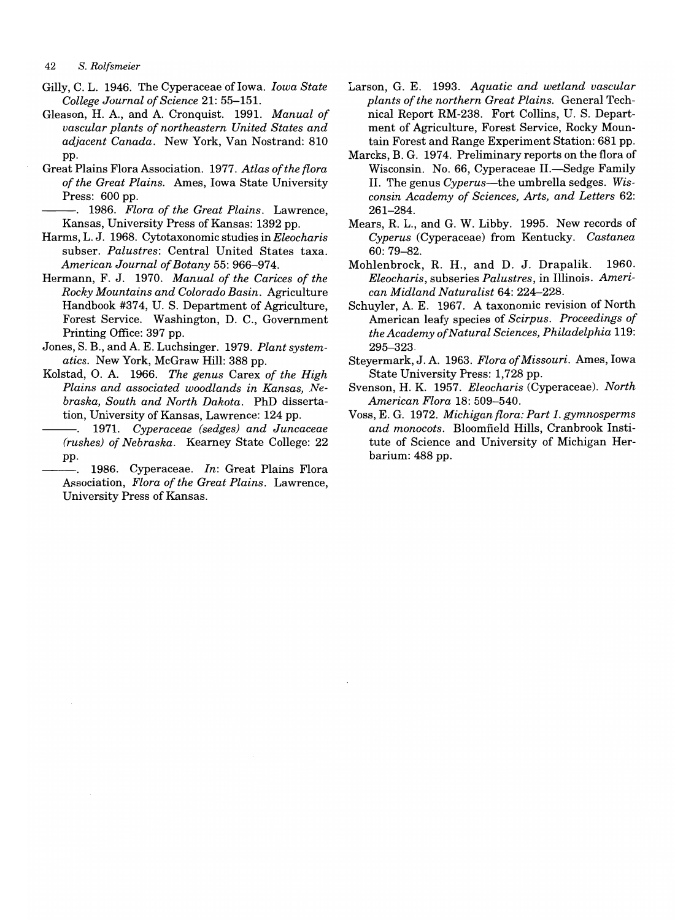Gilly, C. L. 1946. The Cyperaceae of Iowa. *Iowa State College Journal of Science* 21: 55–151.

Gleason, H. A., and A. Cronquist. 1991. *Manual of vascular plants of northeastern United States and adjacent Canada*. New York, Van Nostrand: 810 pp.

Great Plains Flora Association. 1977. *Atlas of the flora of the Great Plains*. Ames, Iowa State University Press: 600 pp.

———. 1986. *Flora of the Great Plains*. Lawrence, Kansas, University Press of Kansas: 1392 pp.

Harms, L. J. 1968. Cytotaxonomic studies in *Eleocharis* subser. *Palustres*: Central United States taxa. *American Journal of Botany* 55: 966–974.

Hermann, F. J. 1970. *Manual of the Carices of the Rocky Mountains and Colorado Basin*. Agriculture Handbook #374, U. S. Department of Agriculture, Forest Service. Washington, D. C., Government Printing Office: 397 pp.

Jones, S. B., and A. E. Luchsinger. 1979. *Plant systematics*. New York, McGraw Hill: 388 pp.

Kolstad, O. A. 1966. *The genus* Carex *of the High Plains and associated woodlands in Kansas, Nebraska, South and North Dakota*. PhD dissertation, University of Kansas, Lawrence: 124 pp.

———. 1971. *Cyperaceae (sedges) and Juncaceae (rushes) of Nebraska*. Kearney State College: 22 pp.

———. 1986. Cyperaceae. *In*: Great Plains Flora Association, *Flora of the Great Plains*. Lawrence, University Press of Kansas.

Larson, G. E. 1993. *Aquatic and wetland vascular plants of the northern Great Plains*. General Technical Report RM-238. Fort Collins, U. S. Department of Agriculture, Forest Service, Rocky Mountain Forest and Range Experiment Station: 681 pp.

Marcks, B. G. 1974. Preliminary reports on the flora of Wisconsin. No. 66, Cyperaceae II.—Sedge Family II. The genus *Cyperus*—the umbrella sedges. *Wisconsin Academy of Sciences, Arts, and Letters* 62: 261–284.

Mears, R. L., and G. W. Libby. 1995. New records of *Cyperus* (Cyperaceae) from Kentucky. *Castanea* 60: 79–82.

Mohlenbrock, R. H., and D. J. Drapalik. 1960. *Eleocharis*, subseries *Palustres*, in Illinois. *American Midland Naturalist* 64: 224–228.

Schuyler, A. E. 1967. A taxonomic revision of North American leafy species of *Scirpus*. *Proceedings of the Academy of Natural Sciences, Philadelphia* 119: 295–323.

Steyermark, J. A. 1963. *Flora of Missouri*. Ames, Iowa State University Press: 1,728 pp.

Svenson, H. K. 1957. *Eleocharis* (Cyperaceae). *North American Flora* 18: 509–540.

Voss, E. G. 1972. *Michigan flora: Part 1. gymnosperms and monocots*. Bloomfield Hills, Cranbrook Institute of Science and University of Michigan Herbarium: 488 pp.